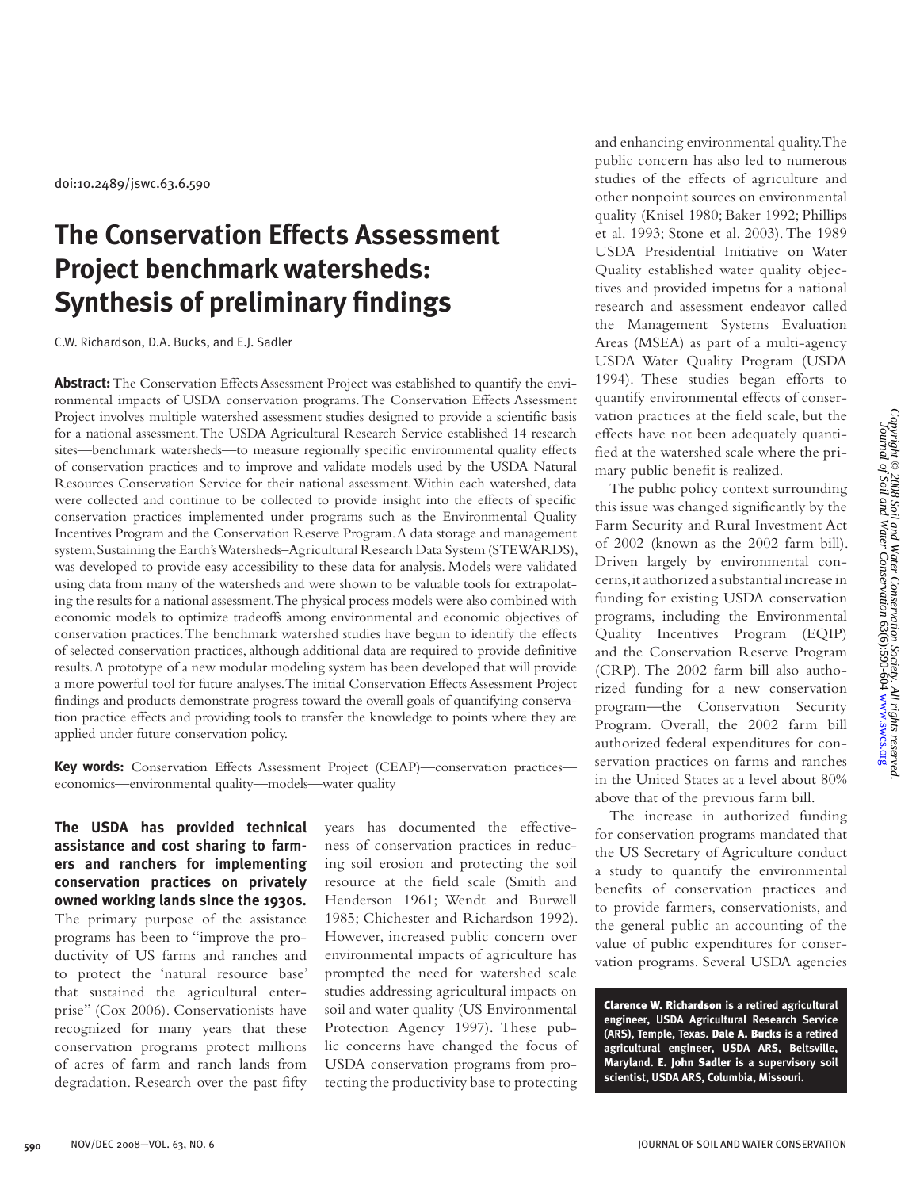doi:10.2489/jswc.63.6.590

# The Conservation Effects Assessment Project benchmark watersheds: Synthesis of preliminary findings

C.W. Richardson, D.A. Bucks, and E.J. Sadler

**Abstract:** The Conservation Effects Assessment Project was established to quantify the environmental impacts of USDA conservation programs. The Conservation Effects Assessment Project involves multiple watershed assessment studies designed to provide a scientific basis for a national assessment. The USDA Agricultural Research Service established 14 research sites—benchmark watersheds—to measure regionally specific environmental quality effects of conservation practices and to improve and validate models used by the USDA Natural Resources Conservation Service for their national assessment. Within each watershed, data were collected and continue to be collected to provide insight into the effects of specific conservation practices implemented under programs such as the Environmental Quality Incentives Program and the Conservation Reserve Program. A data storage and management system, Sustaining the Earth's Watersheds–Agricultural Research Data System (STEWARDS), was developed to provide easy accessibility to these data for analysis. Models were validated using data from many of the watersheds and were shown to be valuable tools for extrapolating the results for a national assessment. The physical process models were also combined with economic models to optimize tradeoffs among environmental and economic objectives of conservation practices. The benchmark watershed studies have begun to identify the effects of selected conservation practices, although additional data are required to provide definitive results. A prototype of a new modular modeling system has been developed that will provide a more powerful tool for future analyses. The initial Conservation Effects Assessment Project findings and products demonstrate progress toward the overall goals of quantifying conservation practice effects and providing tools to transfer the knowledge to points where they are applied under future conservation policy.

**Key words:** Conservation Effects Assessment Project (CEAP)—conservation practices—economics—environmental quality—models—water quality

**The USDA has provided technical assistance and cost sharing to farmers and ranchers for implementing conservation practices on privately owned working lands since the 1930s.** The primary purpose of the assistance programs has been to "improve the productivity of US farms and ranches and to protect the 'natural resource base' that sustained the agricultural enterprise" (Cox 2006). Conservationists have recognized for many years that these conservation programs protect millions of acres of farm and ranch lands from degradation. Research over the past fifty years has documented the effectiveness of conservation practices in reducing soil erosion and protecting the soil resource at the field scale (Smith and Henderson 1961; Wendt and Burwell 1985; Chichester and Richardson 1992). However, increased public concern over environmental impacts of agriculture has prompted the need for watershed scale studies addressing agricultural impacts on soil and water quality (US Environmental Protection Agency 1997). These public concerns have changed the focus of USDA conservation programs from protecting the productivity base to protecting and enhancing environmental quality. The public concern has also led to numerous studies of the effects of agriculture and other nonpoint sources on environmental quality (Knisel 1980; Baker 1992; Phillips et al. 1993; Stone et al. 2003). The 1989 USDA Presidential Initiative on Water Quality established water quality objectives and provided impetus for a national research and assessment endeavor called the Management Systems Evaluation Areas (MSEA) as part of a multi-agency USDA Water Quality Program (USDA 1994). These studies began efforts to quantify environmental effects of conservation practices at the field scale, but the effects have not been adequately quantified at the watershed scale where the primary public benefit is realized.

The public policy context surrounding this issue was changed significantly by the Farm Security and Rural Investment Act of 2002 (known as the 2002 farm bill). Driven largely by environmental concerns, it authorized a substantial increase in funding for existing USDA conservation programs, including the Environmental Quality Incentives Program (EQIP) and the Conservation Reserve Program (CRP). The 2002 farm bill also authorized funding for a new conservation program—the Conservation Security Program. Overall, the 2002 farm bill authorized federal expenditures for conservation practices on farms and ranches in the United States at a level about 80% above that of the previous farm bill.

The increase in authorized funding for conservation programs mandated that the US Secretary of Agriculture conduct a study to quantify the environmental benefits of conservation practices and to provide farmers, conservationists, and the general public an accounting of the value of public expenditures for conservation programs. Several USDA agencies

**Clarence W. Richardson** is a retired agricultural engineer, USDA Agricultural Research Service (ARS), Temple, Texas. **Dale A. Bucks** is a retired agricultural engineer, USDA ARS, Beltsville, Maryland. **E. John Sadler** is a supervisory soil scientist, USDA ARS, Columbia, Missouri.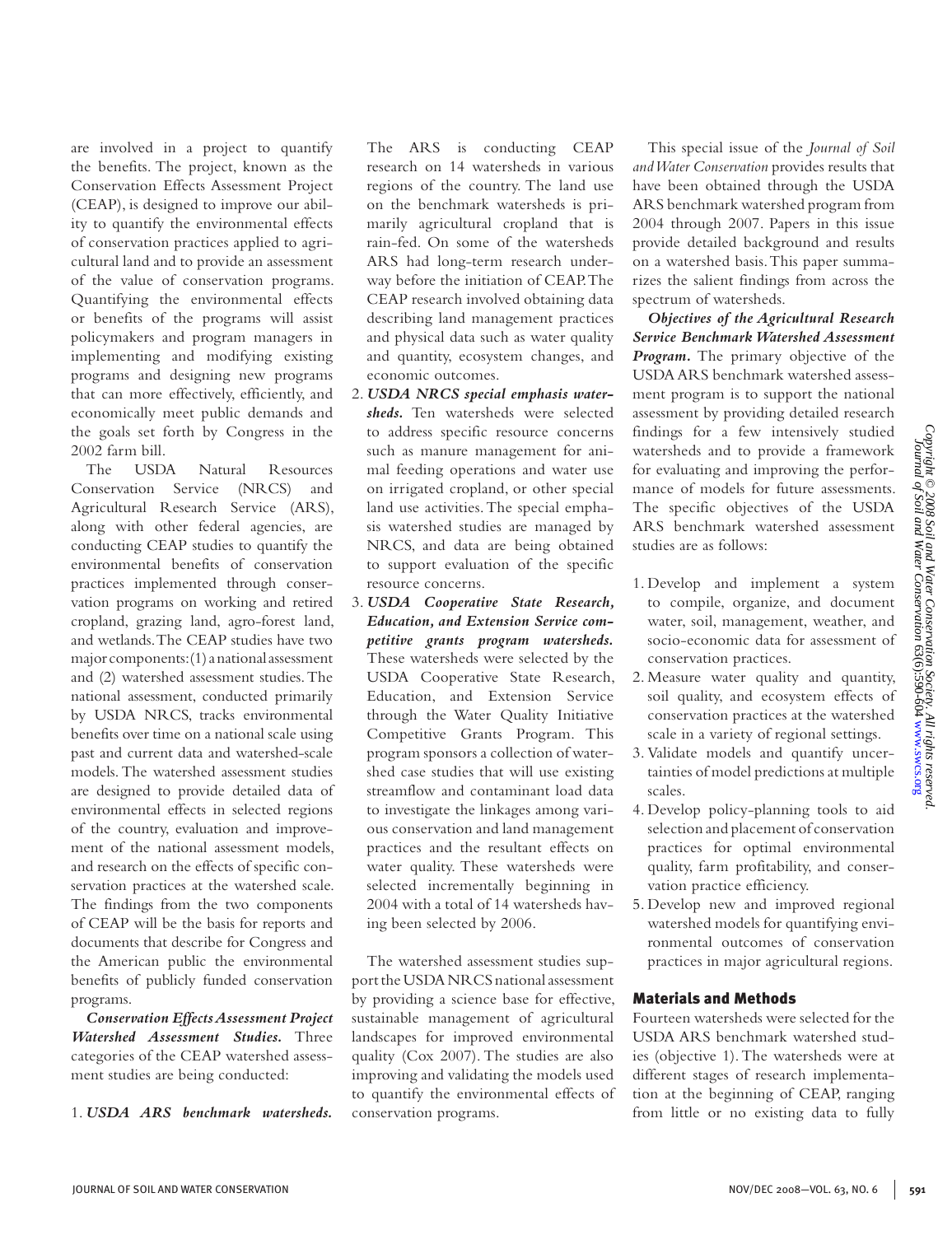are involved in a project to quantify the benefits. The project, known as the Conservation Effects Assessment Project (CEAP), is designed to improve our ability to quantify the environmental effects of conservation practices applied to agricultural land and to provide an assessment of the value of conservation programs. Quantifying the environmental effects or benefits of the programs will assist policymakers and program managers in implementing and modifying existing programs and designing new programs that can more effectively, efficiently, and economically meet public demands and the goals set forth by Congress in the 2002 farm bill.

The USDA Natural Resources Conservation Service (NRCS) and Agricultural Research Service (ARS), along with other federal agencies, are conducting CEAP studies to quantify the environmental benefits of conservation practices implemented through conservation programs on working and retired cropland, grazing land, agro-forest land, and wetlands. The CEAP studies have two major components: (1) a national assessment and (2) watershed assessment studies. The national assessment, conducted primarily by USDA NRCS, tracks environmental benefits over time on a national scale using past and current data and watershed-scale models. The watershed assessment studies are designed to provide detailed data of environmental effects in selected regions of the country, evaluation and improvement of the national assessment models, and research on the effects of specific conservation practices at the watershed scale. The findings from the two components of CEAP will be the basis for reports and documents that describe for Congress and the American public the environmental benefits of publicly funded conservation programs.

***Conservation Effects Assessment Project Watershed Assessment Studies.*** Three categories of the CEAP watershed assessment studies are being conducted:

1. ***USDA ARS benchmark watersheds.*** The ARS is conducting CEAP research on 14 watersheds in various regions of the country. The land use on the benchmark watersheds is primarily agricultural cropland that is rain-fed. On some of the watersheds ARS had long-term research underway before the initiation of CEAP. The CEAP research involved obtaining data describing land management practices and physical data such as water quality and quantity, ecosystem changes, and economic outcomes.
2. ***USDA NRCS special emphasis watersheds.*** Ten watersheds were selected to address specific resource concerns such as manure management for animal feeding operations and water use on irrigated cropland, or other special land use activities. The special emphasis watershed studies are managed by NRCS, and data are being obtained to support evaluation of the specific resource concerns.
3. ***USDA Cooperative State Research, Education, and Extension Service competitive grants program watersheds.*** These watersheds were selected by the USDA Cooperative State Research, Education, and Extension Service through the Water Quality Initiative Competitive Grants Program. This program sponsors a collection of watershed case studies that will use existing streamflow and contaminant load data to investigate the linkages among various conservation and land management practices and the resultant effects on water quality. These watersheds were selected incrementally beginning in 2004 with a total of 14 watersheds having been selected by 2006.

The watershed assessment studies support the USDA NRCS national assessment by providing a science base for effective, sustainable management of agricultural landscapes for improved environmental quality (Cox 2007). The studies are also improving and validating the models used to quantify the environmental effects of conservation programs.

This special issue of the *Journal of Soil and Water Conservation* provides results that have been obtained through the USDA ARS benchmark watershed program from 2004 through 2007. Papers in this issue provide detailed background and results on a watershed basis. This paper summarizes the salient findings from across the spectrum of watersheds.

***Objectives of the Agricultural Research Service Benchmark Watershed Assessment Program.*** The primary objective of the USDA ARS benchmark watershed assessment program is to support the national assessment by providing detailed research findings for a few intensively studied watersheds and to provide a framework for evaluating and improving the performance of models for future assessments. The specific objectives of the USDA ARS benchmark watershed assessment studies are as follows:

1. Develop and implement a system to compile, organize, and document water, soil, management, weather, and socio-economic data for assessment of conservation practices.
2. Measure water quality and quantity, soil quality, and ecosystem effects of conservation practices at the watershed scale in a variety of regional settings.
3. Validate models and quantify uncertainties of model predictions at multiple scales.
4. Develop policy-planning tools to aid selection and placement of conservation practices for optimal environmental quality, farm profitability, and conservation practice efficiency.
5. Develop new and improved regional watershed models for quantifying environmental outcomes of conservation practices in major agricultural regions.

## Materials and Methods

Fourteen watersheds were selected for the USDA ARS benchmark watershed studies (objective 1). The watersheds were at different stages of research implementation at the beginning of CEAP, ranging from little or no existing data to fully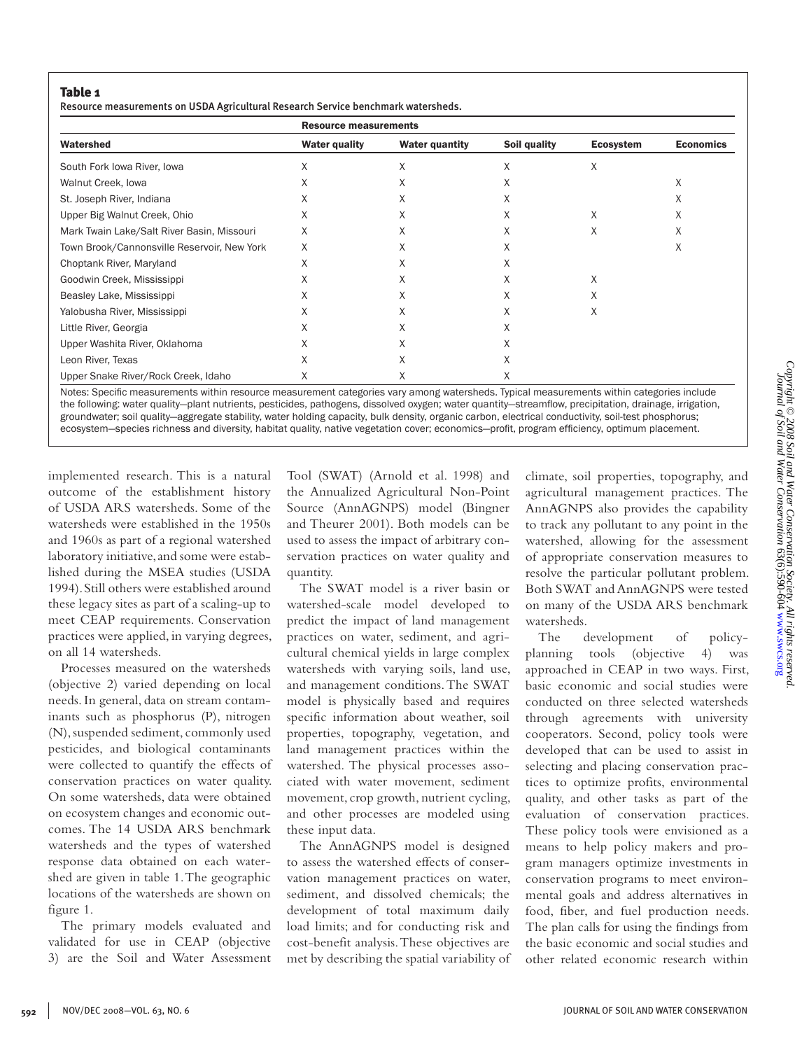**Table 1**
Resource measurements on USDA Agricultural Research Service benchmark watersheds.

| | Resource measurements | | | | |
|---|---|---|---|---|---|
| Watershed | Water quality | Water quantity | Soil quality | Ecosystem | Economics |
| South Fork Iowa River, Iowa | X | X | X | X | |
| Walnut Creek, Iowa | X | X | X | | X |
| St. Joseph River, Indiana | X | X | X | | X |
| Upper Big Walnut Creek, Ohio | X | X | X | X | X |
| Mark Twain Lake/Salt River Basin, Missouri | X | X | X | X | X |
| Town Brook/Cannonsville Reservoir, New York | X | X | X | | X |
| Choptank River, Maryland | X | X | X | | |
| Goodwin Creek, Mississippi | X | X | X | X | |
| Beasley Lake, Mississippi | X | X | X | X | |
| Yalobusha River, Mississippi | X | X | X | X | |
| Little River, Georgia | X | X | X | | |
| Upper Washita River, Oklahoma | X | X | X | | |
| Leon River, Texas | X | X | X | | |
| Upper Snake River/Rock Creek, Idaho | X | X | X | | |

Notes: Specific measurements within resource measurement categories vary among watersheds. Typical measurements within categories include the following: water quality—plant nutrients, pesticides, pathogens, dissolved oxygen; water quantity—streamflow, precipitation, drainage, irrigation, groundwater; soil quality—aggregate stability, water holding capacity, bulk density, organic carbon, electrical conductivity, soil-test phosphorus; ecosystem—species richness and diversity, habitat quality, native vegetation cover; economics—profit, program efficiency, optimum placement.

implemented research. This is a natural outcome of the establishment history of USDA ARS watersheds. Some of the watersheds were established in the 1950s and 1960s as part of a regional watershed laboratory initiative, and some were established during the MSEA studies (USDA 1994). Still others were established around these legacy sites as part of a scaling-up to meet CEAP requirements. Conservation practices were applied, in varying degrees, on all 14 watersheds.

Processes measured on the watersheds (objective 2) varied depending on local needs. In general, data on stream contaminants such as phosphorus (P), nitrogen (N), suspended sediment, commonly used pesticides, and biological contaminants were collected to quantify the effects of conservation practices on water quality. On some watersheds, data were obtained on ecosystem changes and economic outcomes. The 14 USDA ARS benchmark watersheds and the types of watershed response data obtained on each watershed are given in table 1. The geographic locations of the watersheds are shown on figure 1.

The primary models evaluated and validated for use in CEAP (objective 3) are the Soil and Water Assessment Tool (SWAT) (Arnold et al. 1998) and the Annualized Agricultural Non-Point Source (AnnAGNPS) model (Bingner and Theurer 2001). Both models can be used to assess the impact of arbitrary conservation practices on water quality and quantity.

The SWAT model is a river basin or watershed-scale model developed to predict the impact of land management practices on water, sediment, and agricultural chemical yields in large complex watersheds with varying soils, land use, and management conditions. The SWAT model is physically based and requires specific information about weather, soil properties, topography, vegetation, and land management practices within the watershed. The physical processes associated with water movement, sediment movement, crop growth, nutrient cycling, and other processes are modeled using these input data.

The AnnAGNPS model is designed to assess the watershed effects of conservation management practices on water, sediment, and dissolved chemicals; the development of total maximum daily load limits; and for conducting risk and cost-benefit analysis. These objectives are met by describing the spatial variability of climate, soil properties, topography, and agricultural management practices. The AnnAGNPS also provides the capability to track any pollutant to any point in the watershed, allowing for the assessment of appropriate conservation measures to resolve the particular pollutant problem. Both SWAT and AnnAGNPS were tested on many of the USDA ARS benchmark watersheds.

The development of policy-planning tools (objective 4) was approached in CEAP in two ways. First, basic economic and social studies were conducted on three selected watersheds through agreements with university cooperators. Second, policy tools were developed that can be used to assist in selecting and placing conservation practices to optimize profits, environmental quality, and other tasks as part of the evaluation of conservation practices. These policy tools were envisioned as a means to help policy makers and program managers optimize investments in conservation programs to meet environmental goals and address alternatives in food, fiber, and fuel production needs. The plan calls for using the findings from the basic economic and social studies and other related economic research within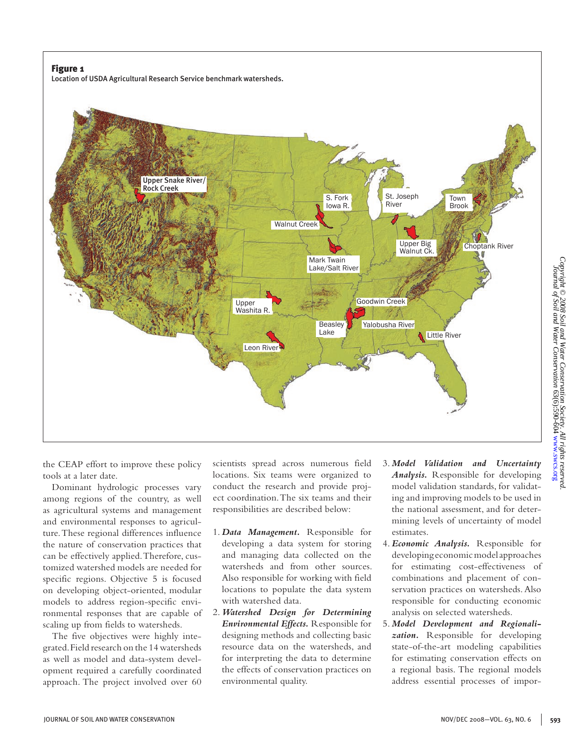**Figure 1**

Location of USDA Agricultural Research Service benchmark watersheds.

the CEAP effort to improve these policy tools at a later date.

Dominant hydrologic processes vary among regions of the country, as well as agricultural systems and management and environmental responses to agriculture. These regional differences influence the nature of conservation practices that can be effectively applied. Therefore, customized watershed models are needed for specific regions. Objective 5 is focused on developing object-oriented, modular models to address region-specific environmental responses that are capable of scaling up from fields to watersheds.

The five objectives were highly integrated. Field research on the 14 watersheds as well as model and data-system development required a carefully coordinated approach. The project involved over 60 scientists spread across numerous field locations. Six teams were organized to conduct the research and provide project coordination. The six teams and their responsibilities are described below:

1. ***Data Management.*** Responsible for developing a data system for storing and managing data collected on the watersheds and from other sources. Also responsible for working with field locations to populate the data system with watershed data.
2. ***Watershed Design for Determining Environmental Effects.*** Responsible for designing methods and collecting basic resource data on the watersheds, and for interpreting the data to determine the effects of conservation practices on environmental quality.
3. ***Model Validation and Uncertainty Analysis.*** Responsible for developing model validation standards, for validating and improving models to be used in the national assessment, and for determining levels of uncertainty of model estimates.
4. ***Economic Analysis.*** Responsible for developing economic model approaches for estimating cost-effectiveness of combinations and placement of conservation practices on watersheds. Also responsible for conducting economic analysis on selected watersheds.
5. ***Model Development and Regionalization.*** Responsible for developing state-of-the-art modeling capabilities for estimating conservation effects on a regional basis. The regional models address essential processes of impor-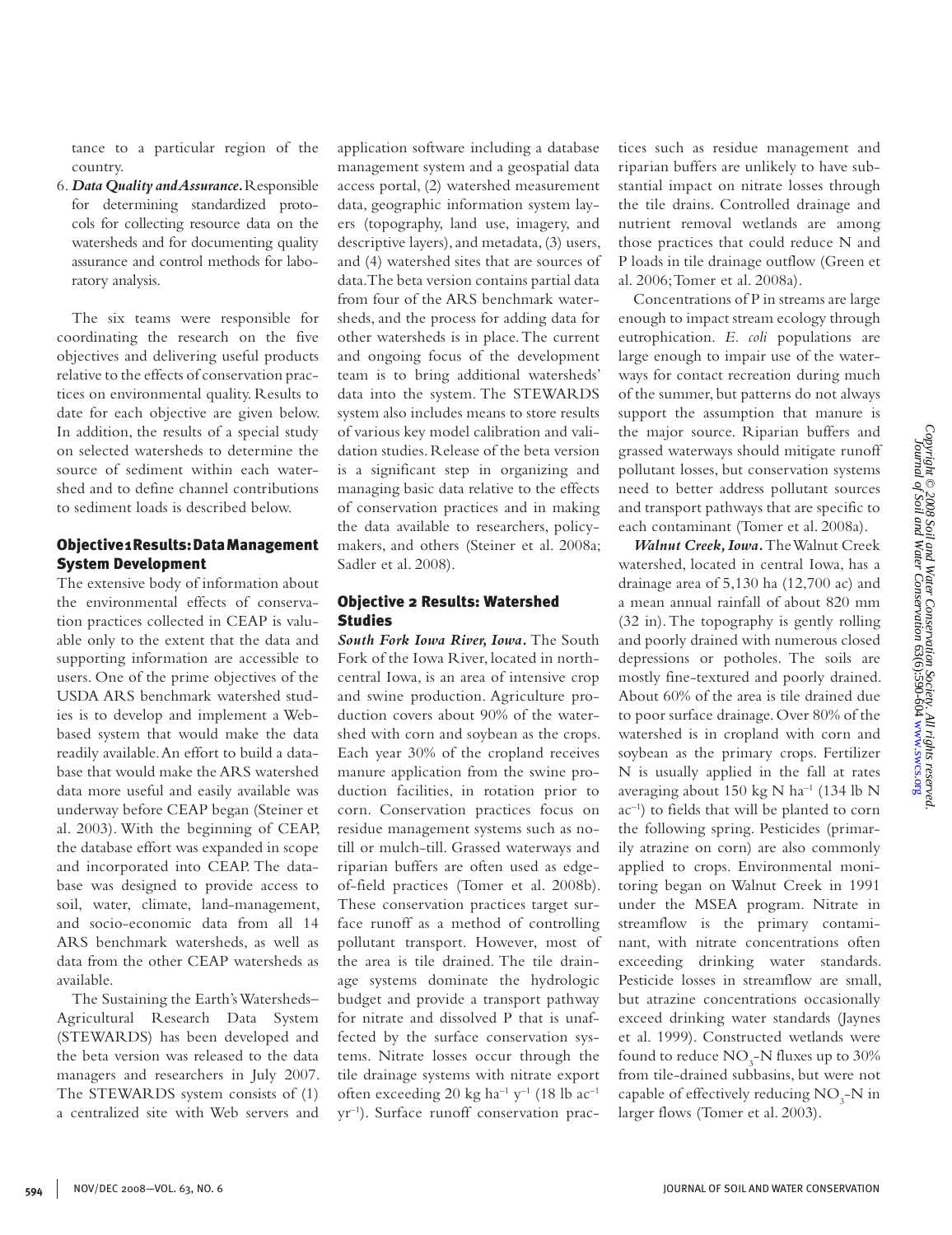tance to a particular region of the country.

6. ***Data Quality and Assurance.*** Responsible for determining standardized protocols for collecting resource data on the watersheds and for documenting quality assurance and control methods for laboratory analysis.

The six teams were responsible for coordinating the research on the five objectives and delivering useful products relative to the effects of conservation practices on environmental quality. Results to date for each objective are given below. In addition, the results of a special study on selected watersheds to determine the source of sediment within each watershed and to define channel contributions to sediment loads is described below.

## Objective 1 Results: Data Management System Development

The extensive body of information about the environmental effects of conservation practices collected in CEAP is valuable only to the extent that the data and supporting information are accessible to users. One of the prime objectives of the USDA ARS benchmark watershed studies is to develop and implement a Web-based system that would make the data readily available. An effort to build a database that would make the ARS watershed data more useful and easily available was underway before CEAP began (Steiner et al. 2003). With the beginning of CEAP, the database effort was expanded in scope and incorporated into CEAP. The database was designed to provide access to soil, water, climate, land-management, and socio-economic data from all 14 ARS benchmark watersheds, as well as data from the other CEAP watersheds as available.

The Sustaining the Earth's Watersheds–Agricultural Research Data System (STEWARDS) has been developed and the beta version was released to the data managers and researchers in July 2007. The STEWARDS system consists of (1) a centralized site with Web servers and application software including a database management system and a geospatial data access portal, (2) watershed measurement data, geographic information system layers (topography, land use, imagery, and descriptive layers), and metadata, (3) users, and (4) watershed sites that are sources of data. The beta version contains partial data from four of the ARS benchmark watersheds, and the process for adding data for other watersheds is in place. The current and ongoing focus of the development team is to bring additional watersheds' data into the system. The STEWARDS system also includes means to store results of various key model calibration and validation studies. Release of the beta version is a significant step in organizing and managing basic data relative to the effects of conservation practices and in making the data available to researchers, policymakers, and others (Steiner et al. 2008a; Sadler et al. 2008).

## Objective 2 Results: Watershed Studies

***South Fork Iowa River, Iowa.*** The South Fork of the Iowa River, located in north-central Iowa, is an area of intensive crop and swine production. Agriculture production covers about 90% of the watershed with corn and soybean as the crops. Each year 30% of the cropland receives manure application from the swine production facilities, in rotation prior to corn. Conservation practices focus on residue management systems such as no-till or mulch-till. Grassed waterways and riparian buffers are often used as edge-of-field practices (Tomer et al. 2008b). These conservation practices target surface runoff as a method of controlling pollutant transport. However, most of the area is tile drained. The tile drainage systems dominate the hydrologic budget and provide a transport pathway for nitrate and dissolved P that is unaffected by the surface conservation systems. Nitrate losses occur through the tile drainage systems with nitrate export often exceeding 20 kg $ha^{-1}$ $y^{-1}$ (18 lb $ac^{-1}$ $yr^{-1}$). Surface runoff conservation practices such as residue management and riparian buffers are unlikely to have substantial impact on nitrate losses through the tile drains. Controlled drainage and nutrient removal wetlands are among those practices that could reduce N and P loads in tile drainage outflow (Green et al. 2006; Tomer et al. 2008a).

Concentrations of P in streams are large enough to impact stream ecology through eutrophication. *E. coli* populations are large enough to impair use of the waterways for contact recreation during much of the summer, but patterns do not always support the assumption that manure is the major source. Riparian buffers and grassed waterways should mitigate runoff pollutant losses, but conservation systems need to better address pollutant sources and transport pathways that are specific to each contaminant (Tomer et al. 2008a).

***Walnut Creek, Iowa.*** The Walnut Creek watershed, located in central Iowa, has a drainage area of 5,130 ha (12,700 ac) and a mean annual rainfall of about 820 mm (32 in). The topography is gently rolling and poorly drained with numerous closed depressions or potholes. The soils are mostly fine-textured and poorly drained. About 60% of the area is tile drained due to poor surface drainage. Over 80% of the watershed is in cropland with corn and soybean as the primary crops. Fertilizer N is usually applied in the fall at rates averaging about 150 kg N $ha^{-1}$ (134 lb N $ac^{-1}$) to fields that will be planted to corn the following spring. Pesticides (primarily atrazine on corn) are also commonly applied to crops. Environmental monitoring began on Walnut Creek in 1991 under the MSEA program. Nitrate in streamflow is the primary contaminant, with nitrate concentrations often exceeding drinking water standards. Pesticide losses in streamflow are small, but atrazine concentrations occasionally exceed drinking water standards (Jaynes et al. 1999). Constructed wetlands were found to reduce $NO_3$-N fluxes up to 30% from tile-drained subbasins, but were not capable of effectively reducing $NO_3$-N in larger flows (Tomer et al. 2003).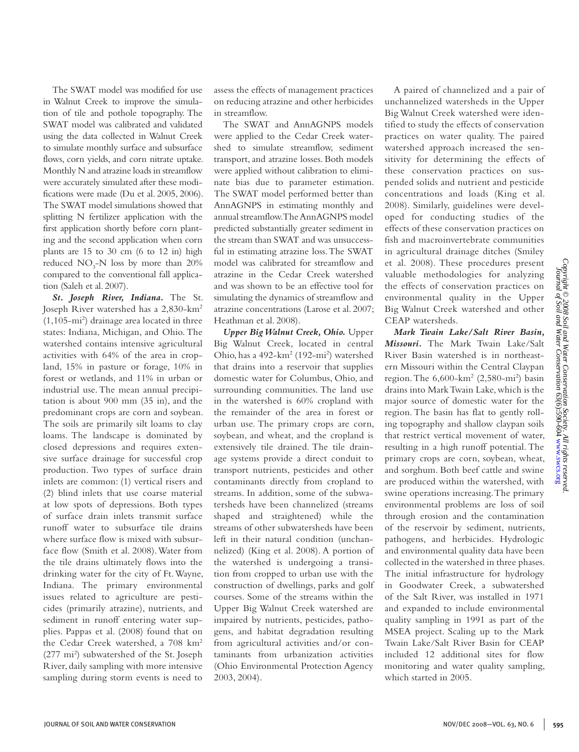The SWAT model was modified for use in Walnut Creek to improve the simulation of tile and pothole topography. The SWAT model was calibrated and validated using the data collected in Walnut Creek to simulate monthly surface and subsurface flows, corn yields, and corn nitrate uptake. Monthly N and atrazine loads in streamflow were accurately simulated after these modifications were made (Du et al. 2005, 2006). The SWAT model simulations showed that splitting N fertilizer application with the first application shortly before corn planting and the second application when corn plants are 15 to 30 cm (6 to 12 in) high reduced $NO_3$-N loss by more than 20% compared to the conventional fall application (Saleh et al. 2007).

***St. Joseph River, Indiana.*** The St. Joseph River watershed has a 2,830-km$^2$ (1,105-mi$^2$) drainage area located in three states: Indiana, Michigan, and Ohio. The watershed contains intensive agricultural activities with 64% of the area in cropland, 15% in pasture or forage, 10% in forest or wetlands, and 11% in urban or industrial use. The mean annual precipitation is about 900 mm (35 in), and the predominant crops are corn and soybean. The soils are primarily silt loams to clay loams. The landscape is dominated by closed depressions and requires extensive surface drainage for successful crop production. Two types of surface drain inlets are common: (1) vertical risers and (2) blind inlets that use coarse material at low spots of depressions. Both types of surface drain inlets transmit surface runoff water to subsurface tile drains where surface flow is mixed with subsurface flow (Smith et al. 2008). Water from the tile drains ultimately flows into the drinking water for the city of Ft. Wayne, Indiana. The primary environmental issues related to agriculture are pesticides (primarily atrazine), nutrients, and sediment in runoff entering water supplies. Pappas et al. (2008) found that on the Cedar Creek watershed, a 708 km$^2$ (277 mi$^2$) subwatershed of the St. Joseph River, daily sampling with more intensive sampling during storm events is need to assess the effects of management practices on reducing atrazine and other herbicides in streamflow.

The SWAT and AnnAGNPS models were applied to the Cedar Creek watershed to simulate streamflow, sediment transport, and atrazine losses. Both models were applied without calibration to eliminate bias due to parameter estimation. The SWAT model performed better than AnnAGNPS in estimating monthly and annual streamflow. The AnnAGNPS model predicted substantially greater sediment in the stream than SWAT and was unsuccessful in estimating atrazine loss. The SWAT model was calibrated for streamflow and atrazine in the Cedar Creek watershed and was shown to be an effective tool for simulating the dynamics of streamflow and atrazine concentrations (Larose et al. 2007; Heathman et al. 2008).

***Upper Big Walnut Creek, Ohio.*** Upper Big Walnut Creek, located in central Ohio, has a 492-km$^2$ (192-mi$^2$) watershed that drains into a reservoir that supplies domestic water for Columbus, Ohio, and surrounding communities. The land use in the watershed is 60% cropland with the remainder of the area in forest or urban use. The primary crops are corn, soybean, and wheat, and the cropland is extensively tile drained. The tile drainage systems provide a direct conduit to transport nutrients, pesticides and other contaminants directly from cropland to streams. In addition, some of the subwatersheds have been channelized (streams shaped and straightened) while the streams of other subwatersheds have been left in their natural condition (unchannelized) (King et al. 2008). A portion of the watershed is undergoing a transition from cropped to urban use with the construction of dwellings, parks and golf courses. Some of the streams within the Upper Big Walnut Creek watershed are impaired by nutrients, pesticides, pathogens, and habitat degradation resulting from agricultural activities and/or contaminants from urbanization activities (Ohio Environmental Protection Agency 2003, 2004).

A paired of channelized and a pair of unchannelized watersheds in the Upper Big Walnut Creek watershed were identified to study the effects of conservation practices on water quality. The paired watershed approach increased the sensitivity for determining the effects of these conservation practices on suspended solids and nutrient and pesticide concentrations and loads (King et al. 2008). Similarly, guidelines were developed for conducting studies of the effects of these conservation practices on fish and macroinvertebrate communities in agricultural drainage ditches (Smiley et al. 2008). These procedures present valuable methodologies for analyzing the effects of conservation practices on environmental quality in the Upper Big Walnut Creek watershed and other CEAP watersheds.

***Mark Twain Lake/Salt River Basin, Missouri.*** The Mark Twain Lake/Salt River Basin watershed is in northeastern Missouri within the Central Claypan region. The 6,600-km$^2$ (2,580-mi$^2$) basin drains into Mark Twain Lake, which is the major source of domestic water for the region. The basin has flat to gently rolling topography and shallow claypan soils that restrict vertical movement of water, resulting in a high runoff potential. The primary crops are corn, soybean, wheat, and sorghum. Both beef cattle and swine are produced within the watershed, with swine operations increasing. The primary environmental problems are loss of soil through erosion and the contamination of the reservoir by sediment, nutrients, pathogens, and herbicides. Hydrologic and environmental quality data have been collected in the watershed in three phases. The initial infrastructure for hydrology in Goodwater Creek, a subwatershed of the Salt River, was installed in 1971 and expanded to include environmental quality sampling in 1991 as part of the MSEA project. Scaling up to the Mark Twain Lake/Salt River Basin for CEAP included 12 additional sites for flow monitoring and water quality sampling, which started in 2005.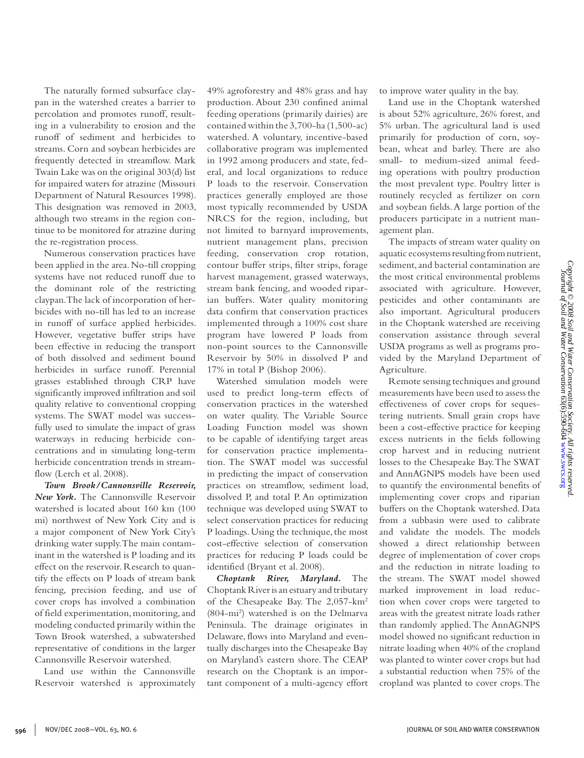The naturally formed subsurface claypan in the watershed creates a barrier to percolation and promotes runoff, resulting in a vulnerability to erosion and the runoff of sediment and herbicides to streams. Corn and soybean herbicides are frequently detected in streamflow. Mark Twain Lake was on the original 303(d) list for impaired waters for atrazine (Missouri Department of Natural Resources 1998). This designation was removed in 2003, although two streams in the region continue to be monitored for atrazine during the re-registration process.

Numerous conservation practices have been applied in the area. No-till cropping systems have not reduced runoff due to the dominant role of the restricting claypan. The lack of incorporation of herbicides with no-till has led to an increase in runoff of surface applied herbicides. However, vegetative buffer strips have been effective in reducing the transport of both dissolved and sediment bound herbicides in surface runoff. Perennial grasses established through CRP have significantly improved infiltration and soil quality relative to conventional cropping systems. The SWAT model was successfully used to simulate the impact of grass waterways in reducing herbicide concentrations and in simulating long-term herbicide concentration trends in streamflow (Lerch et al. 2008).

***Town Brook/Cannonsville Reservoir, New York.*** The Cannonsville Reservoir watershed is located about 160 km (100 mi) northwest of New York City and is a major component of New York City's drinking water supply. The main contaminant in the watershed is P loading and its effect on the reservoir. Research to quantify the effects on P loads of stream bank fencing, precision feeding, and use of cover crops has involved a combination of field experimentation, monitoring, and modeling conducted primarily within the Town Brook watershed, a subwatershed representative of conditions in the larger Cannonsville Reservoir watershed.

Land use within the Cannonsville Reservoir watershed is approximately 49% agroforestry and 48% grass and hay production. About 230 confined animal feeding operations (primarily dairies) are contained within the 3,700-ha (1,500-ac) watershed. A voluntary, incentive-based collaborative program was implemented in 1992 among producers and state, federal, and local organizations to reduce P loads to the reservoir. Conservation practices generally employed are those most typically recommended by USDA NRCS for the region, including, but not limited to barnyard improvements, nutrient management plans, precision feeding, conservation crop rotation, contour buffer strips, filter strips, forage harvest management, grassed waterways, stream bank fencing, and wooded riparian buffers. Water quality monitoring data confirm that conservation practices implemented through a 100% cost share program have lowered P loads from non-point sources to the Cannonsville Reservoir by 50% in dissolved P and 17% in total P (Bishop 2006).

Watershed simulation models were used to predict long-term effects of conservation practices in the watershed on water quality. The Variable Source Loading Function model was shown to be capable of identifying target areas for conservation practice implementation. The SWAT model was successful in predicting the impact of conservation practices on streamflow, sediment load, dissolved P, and total P. An optimization technique was developed using SWAT to select conservation practices for reducing P loadings. Using the technique, the most cost-effective selection of conservation practices for reducing P loads could be identified (Bryant et al. 2008).

***Choptank River, Maryland.*** The Choptank River is an estuary and tributary of the Chesapeake Bay. The 2,057-km$^2$ (804-mi$^2$) watershed is on the Delmarva Peninsula. The drainage originates in Delaware, flows into Maryland and eventually discharges into the Chesapeake Bay on Maryland's eastern shore. The CEAP research on the Choptank is an important component of a multi-agency effort to improve water quality in the bay.

Land use in the Choptank watershed is about 52% agriculture, 26% forest, and 5% urban. The agricultural land is used primarily for production of corn, soybean, wheat and barley. There are also small- to medium-sized animal feeding operations with poultry production the most prevalent type. Poultry litter is routinely recycled as fertilizer on corn and soybean fields. A large portion of the producers participate in a nutrient management plan.

The impacts of stream water quality on aquatic ecosystems resulting from nutrient, sediment, and bacterial contamination are the most critical environmental problems associated with agriculture. However, pesticides and other contaminants are also important. Agricultural producers in the Choptank watershed are receiving conservation assistance through several USDA programs as well as programs provided by the Maryland Department of Agriculture.

Remote sensing techniques and ground measurements have been used to assess the effectiveness of cover crops for sequestering nutrients. Small grain crops have been a cost-effective practice for keeping excess nutrients in the fields following crop harvest and in reducing nutrient losses to the Chesapeake Bay. The SWAT and AnnAGNPS models have been used to quantify the environmental benefits of implementing cover crops and riparian buffers on the Choptank watershed. Data from a subbasin were used to calibrate and validate the models. The models showed a direct relationship between degree of implementation of cover crops and the reduction in nitrate loading to the stream. The SWAT model showed marked improvement in load reduction when cover crops were targeted to areas with the greatest nitrate loads rather than randomly applied. The AnnAGNPS model showed no significant reduction in nitrate loading when 40% of the cropland was planted to winter cover crops but had a substantial reduction when 75% of the cropland was planted to cover crops. The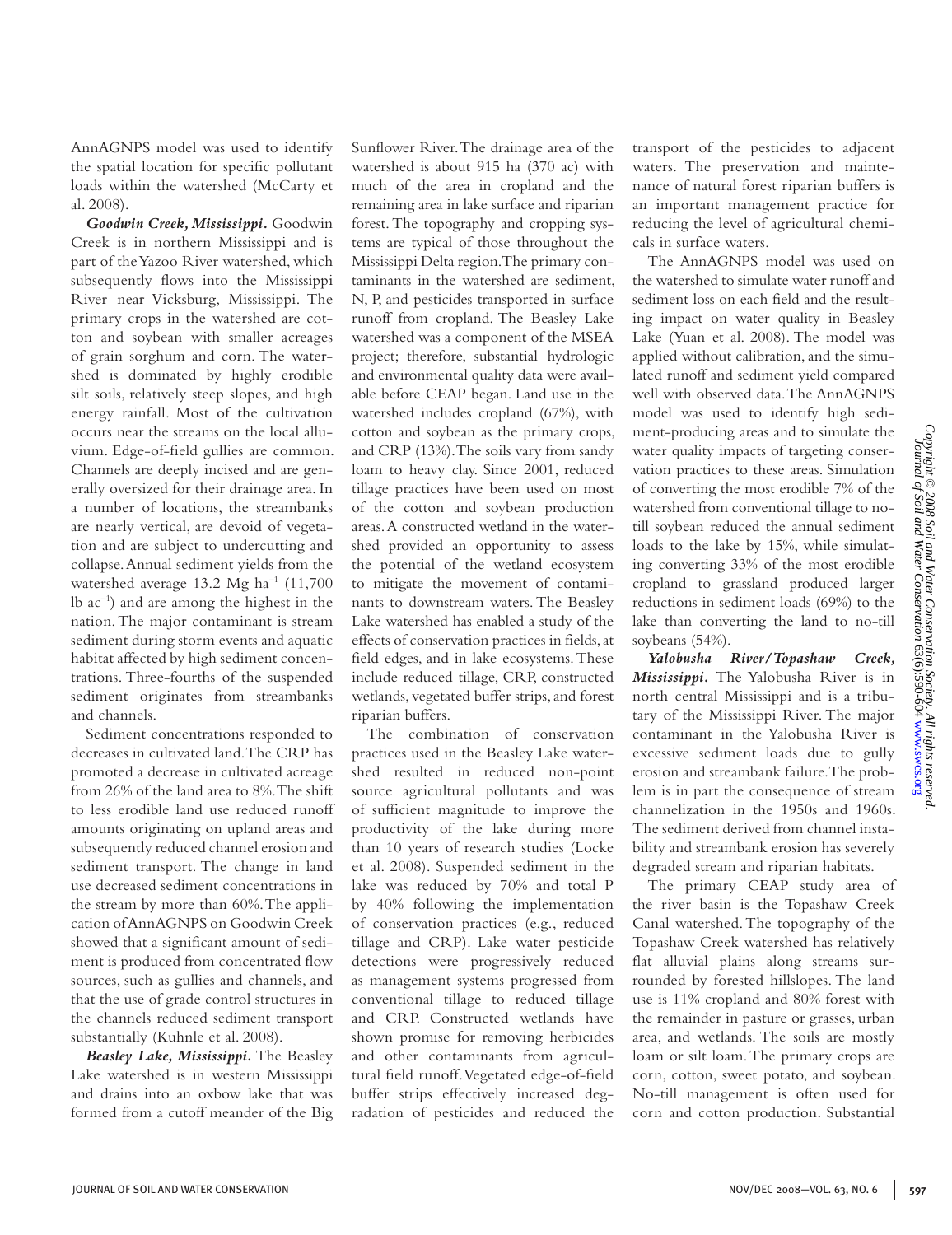AnnAGNPS model was used to identify the spatial location for specific pollutant loads within the watershed (McCarty et al. 2008).

***Goodwin Creek, Mississippi.*** Goodwin Creek is in northern Mississippi and is part of the Yazoo River watershed, which subsequently flows into the Mississippi River near Vicksburg, Mississippi. The primary crops in the watershed are cotton and soybean with smaller acreages of grain sorghum and corn. The watershed is dominated by highly erodible silt soils, relatively steep slopes, and high energy rainfall. Most of the cultivation occurs near the streams on the local alluvium. Edge-of-field gullies are common. Channels are deeply incised and are generally oversized for their drainage area. In a number of locations, the streambanks are nearly vertical, are devoid of vegetation and are subject to undercutting and collapse. Annual sediment yields from the watershed average 13.2 Mg ha$^{-1}$ (11,700 lb ac$^{-1}$) and are among the highest in the nation. The major contaminant is stream sediment during storm events and aquatic habitat affected by high sediment concentrations. Three-fourths of the suspended sediment originates from streambanks and channels.

Sediment concentrations responded to decreases in cultivated land. The CRP has promoted a decrease in cultivated acreage from 26% of the land area to 8%. The shift to less erodible land use reduced runoff amounts originating on upland areas and subsequently reduced channel erosion and sediment transport. The change in land use decreased sediment concentrations in the stream by more than 60%. The application of AnnAGNPS on Goodwin Creek showed that a significant amount of sediment is produced from concentrated flow sources, such as gullies and channels, and that the use of grade control structures in the channels reduced sediment transport substantially (Kuhnle et al. 2008).

***Beasley Lake, Mississippi.*** The Beasley Lake watershed is in western Mississippi and drains into an oxbow lake that was formed from a cutoff meander of the Big Sunflower River. The drainage area of the watershed is about 915 ha (370 ac) with much of the area in cropland and the remaining area in lake surface and riparian forest. The topography and cropping systems are typical of those throughout the Mississippi Delta region. The primary contaminants in the watershed are sediment, N, P, and pesticides transported in surface runoff from cropland. The Beasley Lake watershed was a component of the MSEA project; therefore, substantial hydrologic and environmental quality data were available before CEAP began. Land use in the watershed includes cropland (67%), with cotton and soybean as the primary crops, and CRP (13%). The soils vary from sandy loam to heavy clay. Since 2001, reduced tillage practices have been used on most of the cotton and soybean production areas. A constructed wetland in the watershed provided an opportunity to assess the potential of the wetland ecosystem to mitigate the movement of contaminants to downstream waters. The Beasley Lake watershed has enabled a study of the effects of conservation practices in fields, at field edges, and in lake ecosystems. These include reduced tillage, CRP, constructed wetlands, vegetated buffer strips, and forest riparian buffers.

The combination of conservation practices used in the Beasley Lake watershed resulted in reduced non-point source agricultural pollutants and was of sufficient magnitude to improve the productivity of the lake during more than 10 years of research studies (Locke et al. 2008). Suspended sediment in the lake was reduced by 70% and total P by 40% following the implementation of conservation practices (e.g., reduced tillage and CRP). Lake water pesticide detections were progressively reduced as management systems progressed from conventional tillage to reduced tillage and CRP. Constructed wetlands have shown promise for removing herbicides and other contaminants from agricultural field runoff. Vegetated edge-of-field buffer strips effectively increased degradation of pesticides and reduced the transport of the pesticides to adjacent waters. The preservation and maintenance of natural forest riparian buffers is an important management practice for reducing the level of agricultural chemicals in surface waters.

The AnnAGNPS model was used on the watershed to simulate water runoff and sediment loss on each field and the resulting impact on water quality in Beasley Lake (Yuan et al. 2008). The model was applied without calibration, and the simulated runoff and sediment yield compared well with observed data. The AnnAGNPS model was used to identify high sediment-producing areas and to simulate the water quality impacts of targeting conservation practices to these areas. Simulation of converting the most erodible 7% of the watershed from conventional tillage to no-till soybean reduced the annual sediment loads to the lake by 15%, while simulating converting 33% of the most erodible cropland to grassland produced larger reductions in sediment loads (69%) to the lake than converting the land to no-till soybeans (54%).

***Yalobusha River/Topashaw Creek, Mississippi.*** The Yalobusha River is in north central Mississippi and is a tributary of the Mississippi River. The major contaminant in the Yalobusha River is excessive sediment loads due to gully erosion and streambank failure. The problem is in part the consequence of stream channelization in the 1950s and 1960s. The sediment derived from channel instability and streambank erosion has severely degraded stream and riparian habitats.

The primary CEAP study area of the river basin is the Topashaw Creek Canal watershed. The topography of the Topashaw Creek watershed has relatively flat alluvial plains along streams surrounded by forested hillslopes. The land use is 11% cropland and 80% forest with the remainder in pasture or grasses, urban area, and wetlands. The soils are mostly loam or silt loam. The primary crops are corn, cotton, sweet potato, and soybean. No-till management is often used for corn and cotton production. Substantial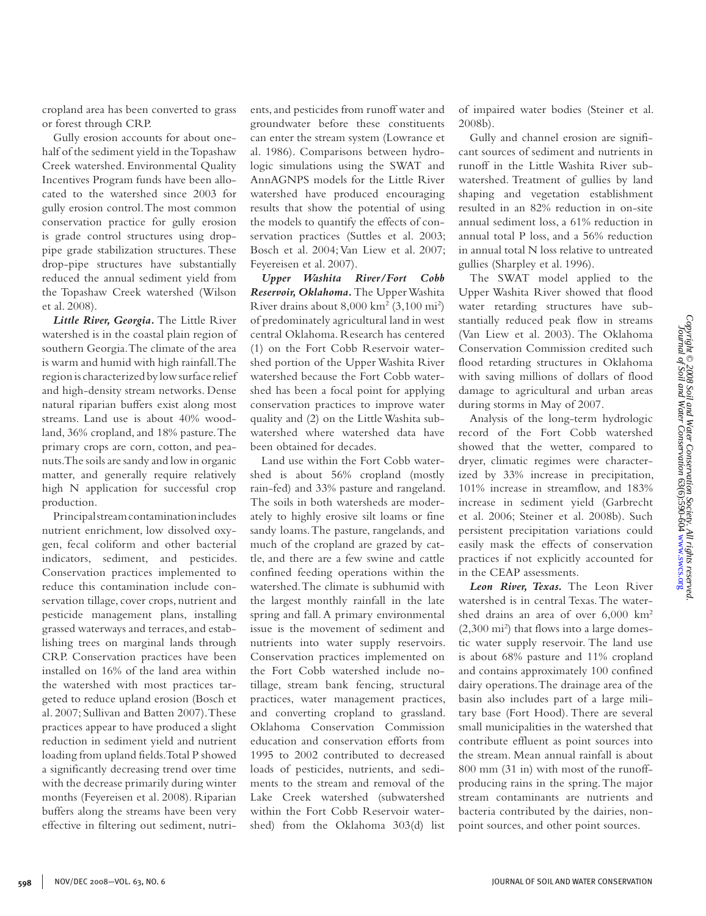cropland area has been converted to grass or forest through CRP.

Gully erosion accounts for about one-half of the sediment yield in the Topashaw Creek watershed. Environmental Quality Incentives Program funds have been allocated to the watershed since 2003 for gully erosion control. The most common conservation practice for gully erosion is grade control structures using drop-pipe grade stabilization structures. These drop-pipe structures have substantially reduced the annual sediment yield from the Topashaw Creek watershed (Wilson et al. 2008).

***Little River, Georgia.*** The Little River watershed is in the coastal plain region of southern Georgia. The climate of the area is warm and humid with high rainfall. The region is characterized by low surface relief and high-density stream networks. Dense natural riparian buffers exist along most streams. Land use is about 40% woodland, 36% cropland, and 18% pasture. The primary crops are corn, cotton, and peanuts. The soils are sandy and low in organic matter, and generally require relatively high N application for successful crop production.

Principal stream contamination includes nutrient enrichment, low dissolved oxygen, fecal coliform and other bacterial indicators, sediment, and pesticides. Conservation practices implemented to reduce this contamination include conservation tillage, cover crops, nutrient and pesticide management plans, installing grassed waterways and terraces, and establishing trees on marginal lands through CRP. Conservation practices have been installed on 16% of the land area within the watershed with most practices targeted to reduce upland erosion (Bosch et al. 2007; Sullivan and Batten 2007). These practices appear to have produced a slight reduction in sediment yield and nutrient loading from upland fields. Total P showed a significantly decreasing trend over time with the decrease primarily during winter months (Feyereisen et al. 2008). Riparian buffers along the streams have been very effective in filtering out sediment, nutrients, and pesticides from runoff water and groundwater before these constituents can enter the stream system (Lowrance et al. 1986). Comparisons between hydrologic simulations using the SWAT and AnnAGNPS models for the Little River watershed have produced encouraging results that show the potential of using the models to quantify the effects of conservation practices (Suttles et al. 2003; Bosch et al. 2004; Van Liew et al. 2007; Feyereisen et al. 2007).

***Upper Washita River/Fort Cobb Reservoir, Oklahoma.*** The Upper Washita River drains about 8,000 km$^2$ (3,100 mi$^2$) of predominately agricultural land in west central Oklahoma. Research has centered (1) on the Fort Cobb Reservoir watershed portion of the Upper Washita River watershed because the Fort Cobb watershed has been a focal point for applying conservation practices to improve water quality and (2) on the Little Washita subwatershed where watershed data have been obtained for decades.

Land use within the Fort Cobb watershed is about 56% cropland (mostly rain-fed) and 33% pasture and rangeland. The soils in both watersheds are moderately to highly erosive silt loams or fine sandy loams. The pasture, rangelands, and much of the cropland are grazed by cattle, and there are a few swine and cattle confined feeding operations within the watershed. The climate is subhumid with the largest monthly rainfall in the late spring and fall. A primary environmental issue is the movement of sediment and nutrients into water supply reservoirs. Conservation practices implemented on the Fort Cobb watershed include no-tillage, stream bank fencing, structural practices, water management practices, and converting cropland to grassland. Oklahoma Conservation Commission education and conservation efforts from 1995 to 2002 contributed to decreased loads of pesticides, nutrients, and sediments to the stream and removal of the Lake Creek watershed (subwatershed within the Fort Cobb Reservoir watershed) from the Oklahoma 303(d) list of impaired water bodies (Steiner et al. 2008b).

Gully and channel erosion are significant sources of sediment and nutrients in runoff in the Little Washita River subwatershed. Treatment of gullies by land shaping and vegetation establishment resulted in an 82% reduction in on-site annual sediment loss, a 61% reduction in annual total P loss, and a 56% reduction in annual total N loss relative to untreated gullies (Sharpley et al. 1996).

The SWAT model applied to the Upper Washita River showed that flood water retarding structures have substantially reduced peak flow in streams (Van Liew et al. 2003). The Oklahoma Conservation Commission credited such flood retarding structures in Oklahoma with saving millions of dollars of flood damage to agricultural and urban areas during storms in May of 2007.

Analysis of the long-term hydrologic record of the Fort Cobb watershed showed that the wetter, compared to dryer, climatic regimes were characterized by 33% increase in precipitation, 101% increase in streamflow, and 183% increase in sediment yield (Garbrecht et al. 2006; Steiner et al. 2008b). Such persistent precipitation variations could easily mask the effects of conservation practices if not explicitly accounted for in the CEAP assessments.

***Leon River, Texas.*** The Leon River watershed is in central Texas. The watershed drains an area of over 6,000 km$^2$ (2,300 mi$^2$) that flows into a large domestic water supply reservoir. The land use is about 68% pasture and 11% cropland and contains approximately 100 confined dairy operations. The drainage area of the basin also includes part of a large military base (Fort Hood). There are several small municipalities in the watershed that contribute effluent as point sources into the stream. Mean annual rainfall is about 800 mm (31 in) with most of the runoff-producing rains in the spring. The major stream contaminants are nutrients and bacteria contributed by the dairies, non-point sources, and other point sources.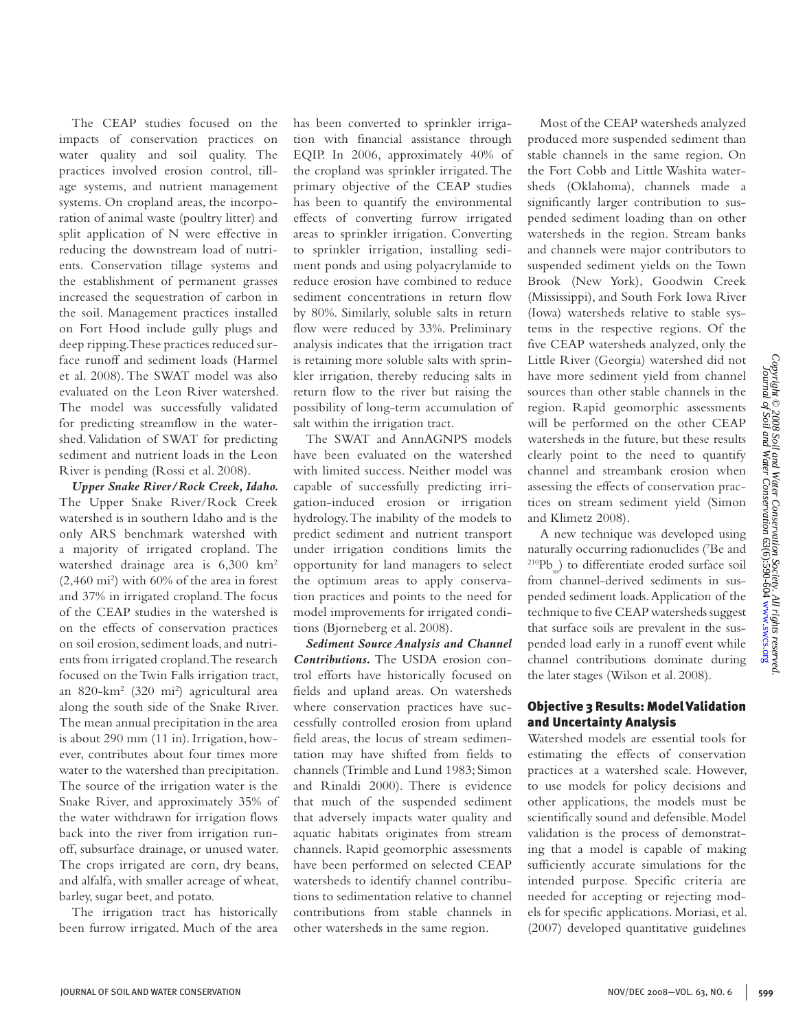The CEAP studies focused on the impacts of conservation practices on water quality and soil quality. The practices involved erosion control, tillage systems, and nutrient management systems. On cropland areas, the incorporation of animal waste (poultry litter) and split application of N were effective in reducing the downstream load of nutrients. Conservation tillage systems and the establishment of permanent grasses increased the sequestration of carbon in the soil. Management practices installed on Fort Hood include gully plugs and deep ripping. These practices reduced surface runoff and sediment loads (Harmel et al. 2008). The SWAT model was also evaluated on the Leon River watershed. The model was successfully validated for predicting streamflow in the watershed. Validation of SWAT for predicting sediment and nutrient loads in the Leon River is pending (Rossi et al. 2008).

***Upper Snake River/Rock Creek, Idaho.*** The Upper Snake River/Rock Creek watershed is in southern Idaho and is the only ARS benchmark watershed with a majority of irrigated cropland. The watershed drainage area is 6,300 km$^2$ (2,460 mi$^2$) with 60% of the area in forest and 37% in irrigated cropland. The focus of the CEAP studies in the watershed is on the effects of conservation practices on soil erosion, sediment loads, and nutrients from irrigated cropland. The research focused on the Twin Falls irrigation tract, an 820-km$^2$ (320 mi$^2$) agricultural area along the south side of the Snake River. The mean annual precipitation in the area is about 290 mm (11 in). Irrigation, however, contributes about four times more water to the watershed than precipitation. The source of the irrigation water is the Snake River, and approximately 35% of the water withdrawn for irrigation flows back into the river from irrigation runoff, subsurface drainage, or unused water. The crops irrigated are corn, dry beans, and alfalfa, with smaller acreage of wheat, barley, sugar beet, and potato.

The irrigation tract has historically been furrow irrigated. Much of the area has been converted to sprinkler irrigation with financial assistance through EQIP. In 2006, approximately 40% of the cropland was sprinkler irrigated. The primary objective of the CEAP studies has been to quantify the environmental effects of converting furrow irrigated areas to sprinkler irrigation. Converting to sprinkler irrigation, installing sediment ponds and using polyacrylamide to reduce erosion have combined to reduce sediment concentrations in return flow by 80%. Similarly, soluble salts in return flow were reduced by 33%. Preliminary analysis indicates that the irrigation tract is retaining more soluble salts with sprinkler irrigation, thereby reducing salts in return flow to the river but raising the possibility of long-term accumulation of salt within the irrigation tract.

The SWAT and AnnAGNPS models have been evaluated on the watershed with limited success. Neither model was capable of successfully predicting irrigation-induced erosion or irrigation hydrology. The inability of the models to predict sediment and nutrient transport under irrigation conditions limits the opportunity for land managers to select the optimum areas to apply conservation practices and points to the need for model improvements for irrigated conditions (Bjorneberg et al. 2008).

***Sediment Source Analysis and Channel Contributions.*** The USDA erosion control efforts have historically focused on fields and upland areas. On watersheds where conservation practices have successfully controlled erosion from upland field areas, the locus of stream sedimentation may have shifted from fields to channels (Trimble and Lund 1983; Simon and Rinaldi 2000). There is evidence that much of the suspended sediment that adversely impacts water quality and aquatic habitats originates from stream channels. Rapid geomorphic assessments have been performed on selected CEAP watersheds to identify channel contributions to sedimentation relative to channel contributions from stable channels in other watersheds in the same region.

Most of the CEAP watersheds analyzed produced more suspended sediment than stable channels in the same region. On the Fort Cobb and Little Washita watersheds (Oklahoma), channels made a significantly larger contribution to suspended sediment loading than on other watersheds in the region. Stream banks and channels were major contributors to suspended sediment yields on the Town Brook (New York), Goodwin Creek (Mississippi), and South Fork Iowa River (Iowa) watersheds relative to stable systems in the respective regions. Of the five CEAP watersheds analyzed, only the Little River (Georgia) watershed did not have more sediment yield from channel sources than other stable channels in the region. Rapid geomorphic assessments will be performed on the other CEAP watersheds in the future, but these results clearly point to the need to quantify channel and streambank erosion when assessing the effects of conservation practices on stream sediment yield (Simon and Klimetz 2008).

A new technique was developed using naturally occurring radionuclides ($^{7}$Be and $^{210}$Pb$_{xs}$) to differentiate eroded surface soil from channel-derived sediments in suspended sediment loads. Application of the technique to five CEAP watersheds suggest that surface soils are prevalent in the suspended load early in a runoff event while channel contributions dominate during the later stages (Wilson et al. 2008).

## Objective 3 Results: Model Validation and Uncertainty Analysis

Watershed models are essential tools for estimating the effects of conservation practices at a watershed scale. However, to use models for policy decisions and other applications, the models must be scientifically sound and defensible. Model validation is the process of demonstrating that a model is capable of making sufficiently accurate simulations for the intended purpose. Specific criteria are needed for accepting or rejecting models for specific applications. Moriasi, et al. (2007) developed quantitative guidelines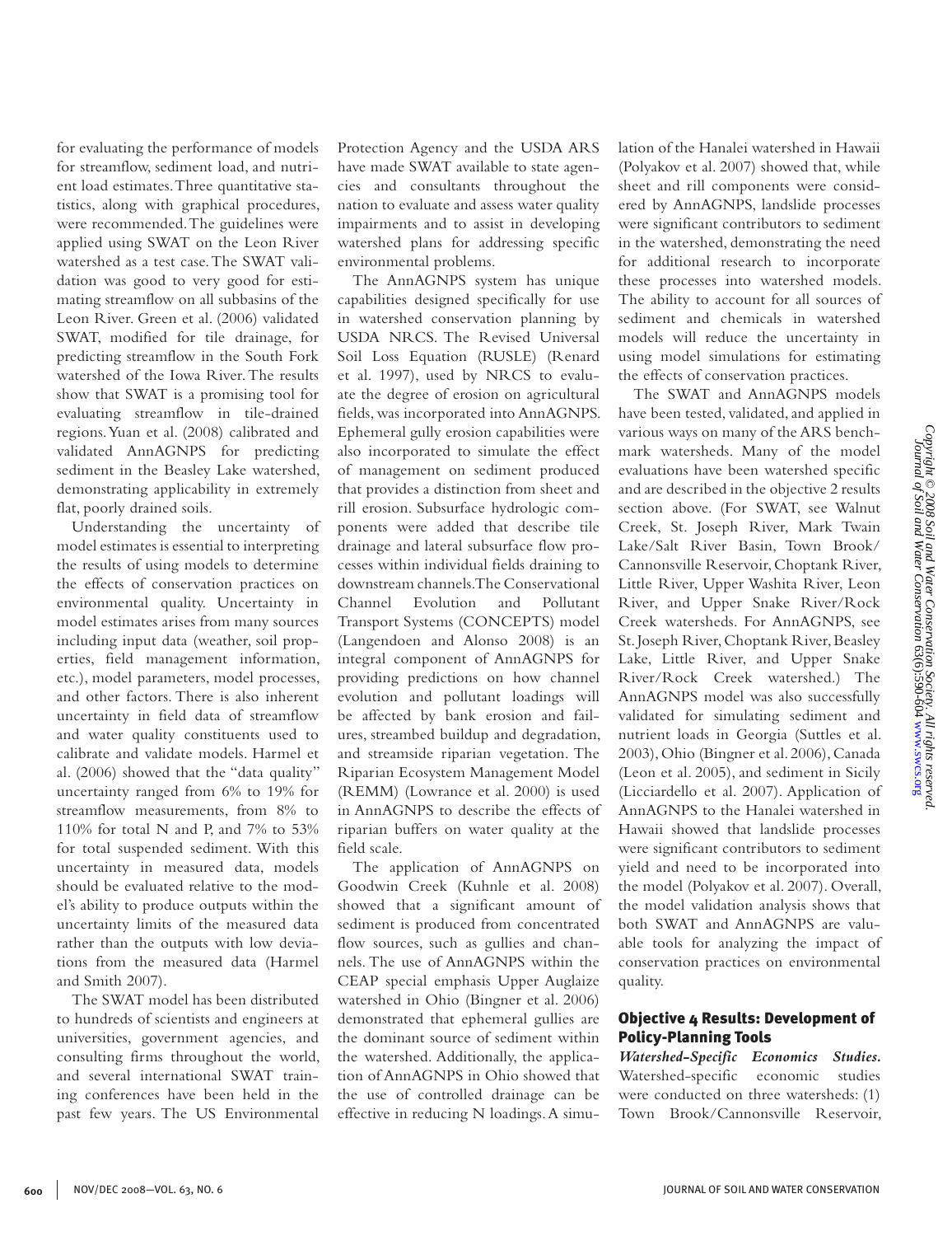for evaluating the performance of models for streamflow, sediment load, and nutrient load estimates. Three quantitative statistics, along with graphical procedures, were recommended. The guidelines were applied using SWAT on the Leon River watershed as a test case. The SWAT validation was good to very good for estimating streamflow on all subbasins of the Leon River. Green et al. (2006) validated SWAT, modified for tile drainage, for predicting streamflow in the South Fork watershed of the Iowa River. The results show that SWAT is a promising tool for evaluating streamflow in tile-drained regions. Yuan et al. (2008) calibrated and validated AnnAGNPS for predicting sediment in the Beasley Lake watershed, demonstrating applicability in extremely flat, poorly drained soils.

Understanding the uncertainty of model estimates is essential to interpreting the results of using models to determine the effects of conservation practices on environmental quality. Uncertainty in model estimates arises from many sources including input data (weather, soil properties, field management information, etc.), model parameters, model processes, and other factors. There is also inherent uncertainty in field data of streamflow and water quality constituents used to calibrate and validate models. Harmel et al. (2006) showed that the "data quality" uncertainty ranged from 6% to 19% for streamflow measurements, from 8% to 110% for total N and P, and 7% to 53% for total suspended sediment. With this uncertainty in measured data, models should be evaluated relative to the model's ability to produce outputs within the uncertainty limits of the measured data rather than the outputs with low deviations from the measured data (Harmel and Smith 2007).

The SWAT model has been distributed to hundreds of scientists and engineers at universities, government agencies, and consulting firms throughout the world, and several international SWAT training conferences have been held in the past few years. The US Environmental Protection Agency and the USDA ARS have made SWAT available to state agencies and consultants throughout the nation to evaluate and assess water quality impairments and to assist in developing watershed plans for addressing specific environmental problems.

The AnnAGNPS system has unique capabilities designed specifically for use in watershed conservation planning by USDA NRCS. The Revised Universal Soil Loss Equation (RUSLE) (Renard et al. 1997), used by NRCS to evaluate the degree of erosion on agricultural fields, was incorporated into AnnAGNPS. Ephemeral gully erosion capabilities were also incorporated to simulate the effect of management on sediment produced that provides a distinction from sheet and rill erosion. Subsurface hydrologic components were added that describe tile drainage and lateral subsurface flow processes within individual fields draining to downstream channels. The Conservational Channel Evolution and Pollutant Transport Systems (CONCEPTS) model (Langendoen and Alonso 2008) is an integral component of AnnAGNPS for providing predictions on how channel evolution and pollutant loadings will be affected by bank erosion and failures, streambed buildup and degradation, and streamside riparian vegetation. The Riparian Ecosystem Management Model (REMM) (Lowrance et al. 2000) is used in AnnAGNPS to describe the effects of riparian buffers on water quality at the field scale.

The application of AnnAGNPS on Goodwin Creek (Kuhnle et al. 2008) showed that a significant amount of sediment is produced from concentrated flow sources, such as gullies and channels. The use of AnnAGNPS within the CEAP special emphasis Upper Auglaize watershed in Ohio (Bingner et al. 2006) demonstrated that ephemeral gullies are the dominant source of sediment within the watershed. Additionally, the application of AnnAGNPS in Ohio showed that the use of controlled drainage can be effective in reducing N loadings. A simulation of the Hanalei watershed in Hawaii (Polyakov et al. 2007) showed that, while sheet and rill components were considered by AnnAGNPS, landslide processes were significant contributors to sediment in the watershed, demonstrating the need for additional research to incorporate these processes into watershed models. The ability to account for all sources of sediment and chemicals in watershed models will reduce the uncertainty in using model simulations for estimating the effects of conservation practices.

The SWAT and AnnAGNPS models have been tested, validated, and applied in various ways on many of the ARS benchmark watersheds. Many of the model evaluations have been watershed specific and are described in the objective 2 results section above. (For SWAT, see Walnut Creek, St. Joseph River, Mark Twain Lake/Salt River Basin, Town Brook/Cannonsville Reservoir, Choptank River, Little River, Upper Washita River, Leon River, and Upper Snake River/Rock Creek watersheds. For AnnAGNPS, see St. Joseph River, Choptank River, Beasley Lake, Little River, and Upper Snake River/Rock Creek watershed.) The AnnAGNPS model was also successfully validated for simulating sediment and nutrient loads in Georgia (Suttles et al. 2003), Ohio (Bingner et al. 2006), Canada (Leon et al. 2005), and sediment in Sicily (Licciardello et al. 2007). Application of AnnAGNPS to the Hanalei watershed in Hawaii showed that landslide processes were significant contributors to sediment yield and need to be incorporated into the model (Polyakov et al. 2007). Overall, the model validation analysis shows that both SWAT and AnnAGNPS are valuable tools for analyzing the impact of conservation practices on environmental quality.

## Objective 4 Results: Development of Policy-Planning Tools

***Watershed-Specific Economics Studies.*** Watershed-specific economic studies were conducted on three watersheds: (1) Town Brook/Cannonsville Reservoir,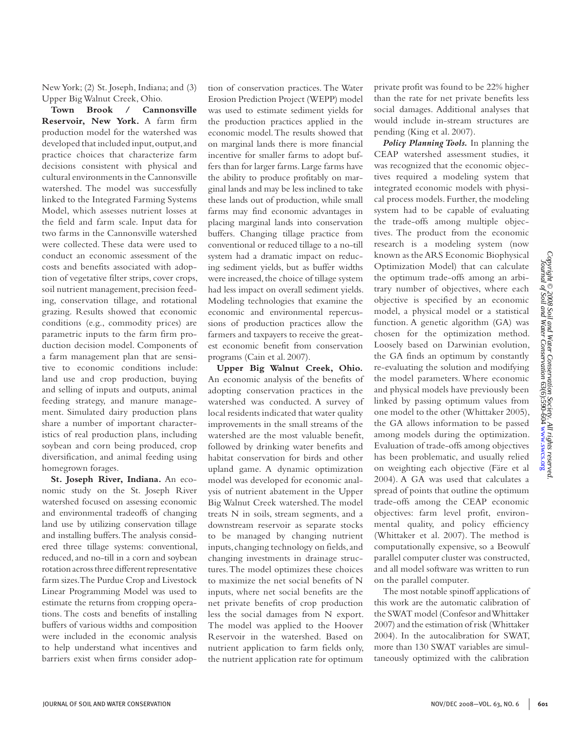New York; (2) St. Joseph, Indiana; and (3) Upper Big Walnut Creek, Ohio.

**Town Brook / Cannonsville Reservoir, New York.** A farm firm production model for the watershed was developed that included input, output, and practice choices that characterize farm decisions consistent with physical and cultural environments in the Cannonsville watershed. The model was successfully linked to the Integrated Farming Systems Model, which assesses nutrient losses at the field and farm scale. Input data for two farms in the Cannonsville watershed were collected. These data were used to conduct an economic assessment of the costs and benefits associated with adoption of vegetative filter strips, cover crops, soil nutrient management, precision feeding, conservation tillage, and rotational grazing. Results showed that economic conditions (e.g., commodity prices) are parametric inputs to the farm firm production decision model. Components of a farm management plan that are sensitive to economic conditions include: land use and crop production, buying and selling of inputs and outputs, animal feeding strategy, and manure management. Simulated dairy production plans share a number of important characteristics of real production plans, including soybean and corn being produced, crop diversification, and animal feeding using homegrown forages.

**St. Joseph River, Indiana.** An economic study on the St. Joseph River watershed focused on assessing economic and environmental tradeoffs of changing land use by utilizing conservation tillage and installing buffers. The analysis considered three tillage systems: conventional, reduced, and no-till in a corn and soybean rotation across three different representative farm sizes. The Purdue Crop and Livestock Linear Programming Model was used to estimate the returns from cropping operations. The costs and benefits of installing buffers of various widths and composition were included in the economic analysis to help understand what incentives and barriers exist when firms consider adoption of conservation practices. The Water Erosion Prediction Project (WEPP) model was used to estimate sediment yields for the production practices applied in the economic model. The results showed that on marginal lands there is more financial incentive for smaller farms to adopt buffers than for larger farms. Large farms have the ability to produce profitably on marginal lands and may be less inclined to take these lands out of production, while small farms may find economic advantages in placing marginal lands into conservation buffers. Changing tillage practice from conventional or reduced tillage to a no-till system had a dramatic impact on reducing sediment yields, but as buffer widths were increased, the choice of tillage system had less impact on overall sediment yields. Modeling technologies that examine the economic and environmental repercussions of production practices allow the farmers and taxpayers to receive the greatest economic benefit from conservation programs (Cain et al. 2007).

**Upper Big Walnut Creek, Ohio.** An economic analysis of the benefits of adopting conservation practices in the watershed was conducted. A survey of local residents indicated that water quality improvements in the small streams of the watershed are the most valuable benefit, followed by drinking water benefits and habitat conservation for birds and other upland game. A dynamic optimization model was developed for economic analysis of nutrient abatement in the Upper Big Walnut Creek watershed. The model treats N in soils, stream segments, and a downstream reservoir as separate stocks to be managed by changing nutrient inputs, changing technology on fields, and changing investments in drainage structures. The model optimizes these choices to maximize the net social benefits of N inputs, where net social benefits are the net private benefits of crop production less the social damages from N export. The model was applied to the Hoover Reservoir in the watershed. Based on nutrient application to farm fields only, the nutrient application rate for optimum private profit was found to be 22% higher than the rate for net private benefits less social damages. Additional analyses that would include in-stream structures are pending (King et al. 2007).

***Policy Planning Tools.*** In planning the CEAP watershed assessment studies, it was recognized that the economic objectives required a modeling system that integrated economic models with physical process models. Further, the modeling system had to be capable of evaluating the trade-offs among multiple objectives. The product from the economic research is a modeling system (now known as the ARS Economic Biophysical Optimization Model) that can calculate the optimum trade-offs among an arbitrary number of objectives, where each objective is specified by an economic model, a physical model or a statistical function. A genetic algorithm (GA) was chosen for the optimization method. Loosely based on Darwinian evolution, the GA finds an optimum by constantly re-evaluating the solution and modifying the model parameters. Where economic and physical models have previously been linked by passing optimum values from one model to the other (Whittaker 2005), the GA allows information to be passed among models during the optimization. Evaluation of trade-offs among objectives has been problematic, and usually relied on weighting each objective (Färe et al 2004). A GA was used that calculates a spread of points that outline the optimum trade-offs among the CEAP economic objectives: farm level profit, environmental quality, and policy efficiency (Whittaker et al. 2007). The method is computationally expensive, so a Beowulf parallel computer cluster was constructed, and all model software was written to run on the parallel computer.

The most notable spinoff applications of this work are the automatic calibration of the SWAT model (Confesor and Whittaker 2007) and the estimation of risk (Whittaker 2004). In the autocalibration for SWAT, more than 130 SWAT variables are simultaneously optimized with the calibration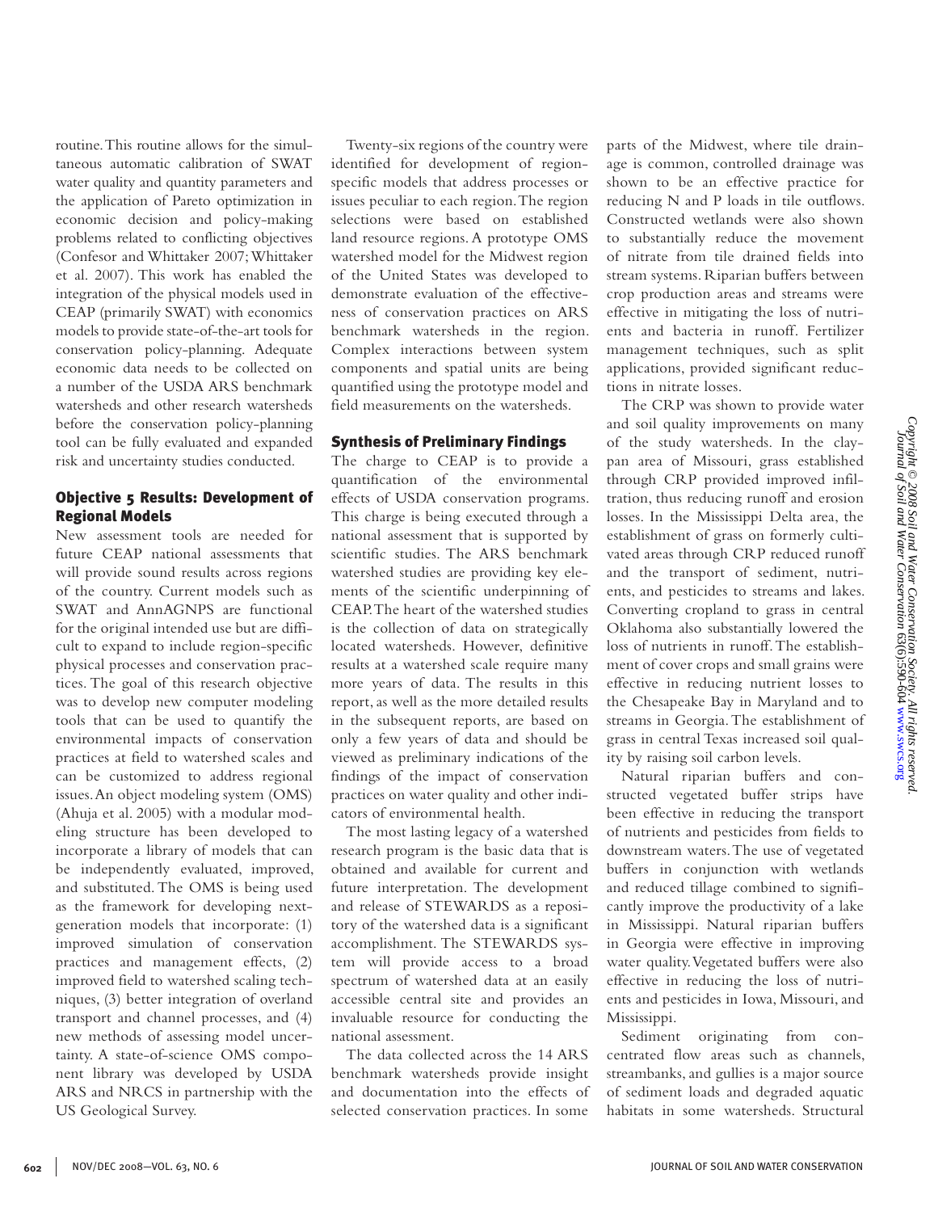routine. This routine allows for the simultaneous automatic calibration of SWAT water quality and quantity parameters and the application of Pareto optimization in economic decision and policy-making problems related to conflicting objectives (Confesor and Whittaker 2007; Whittaker et al. 2007). This work has enabled the integration of the physical models used in CEAP (primarily SWAT) with economics models to provide state-of-the-art tools for conservation policy-planning. Adequate economic data needs to be collected on a number of the USDA ARS benchmark watersheds and other research watersheds before the conservation policy-planning tool can be fully evaluated and expanded risk and uncertainty studies conducted.

## Objective 5 Results: Development of Regional Models

New assessment tools are needed for future CEAP national assessments that will provide sound results across regions of the country. Current models such as SWAT and AnnAGNPS are functional for the original intended use but are difficult to expand to include region-specific physical processes and conservation practices. The goal of this research objective was to develop new computer modeling tools that can be used to quantify the environmental impacts of conservation practices at field to watershed scales and can be customized to address regional issues. An object modeling system (OMS) (Ahuja et al. 2005) with a modular modeling structure has been developed to incorporate a library of models that can be independently evaluated, improved, and substituted. The OMS is being used as the framework for developing next-generation models that incorporate: (1) improved simulation of conservation practices and management effects, (2) improved field to watershed scaling techniques, (3) better integration of overland transport and channel processes, and (4) new methods of assessing model uncertainty. A state-of-science OMS component library was developed by USDA ARS and NRCS in partnership with the US Geological Survey.

Twenty-six regions of the country were identified for development of region-specific models that address processes or issues peculiar to each region. The region selections were based on established land resource regions. A prototype OMS watershed model for the Midwest region of the United States was developed to demonstrate evaluation of the effectiveness of conservation practices on ARS benchmark watersheds in the region. Complex interactions between system components and spatial units are being quantified using the prototype model and field measurements on the watersheds.

## Synthesis of Preliminary Findings

The charge to CEAP is to provide a quantification of the environmental effects of USDA conservation programs. This charge is being executed through a national assessment that is supported by scientific studies. The ARS benchmark watershed studies are providing key elements of the scientific underpinning of CEAP. The heart of the watershed studies is the collection of data on strategically located watersheds. However, definitive results at a watershed scale require many more years of data. The results in this report, as well as the more detailed results in the subsequent reports, are based on only a few years of data and should be viewed as preliminary indications of the findings of the impact of conservation practices on water quality and other indicators of environmental health.

The most lasting legacy of a watershed research program is the basic data that is obtained and available for current and future interpretation. The development and release of STEWARDS as a repository of the watershed data is a significant accomplishment. The STEWARDS system will provide access to a broad spectrum of watershed data at an easily accessible central site and provides an invaluable resource for conducting the national assessment.

The data collected across the 14 ARS benchmark watersheds provide insight and documentation into the effects of selected conservation practices. In some parts of the Midwest, where tile drainage is common, controlled drainage was shown to be an effective practice for reducing N and P loads in tile outflows. Constructed wetlands were also shown to substantially reduce the movement of nitrate from tile drained fields into stream systems. Riparian buffers between crop production areas and streams were effective in mitigating the loss of nutrients and bacteria in runoff. Fertilizer management techniques, such as split applications, provided significant reductions in nitrate losses.

The CRP was shown to provide water and soil quality improvements on many of the study watersheds. In the claypan area of Missouri, grass established through CRP provided improved infiltration, thus reducing runoff and erosion losses. In the Mississippi Delta area, the establishment of grass on formerly cultivated areas through CRP reduced runoff and the transport of sediment, nutrients, and pesticides to streams and lakes. Converting cropland to grass in central Oklahoma also substantially lowered the loss of nutrients in runoff. The establishment of cover crops and small grains were effective in reducing nutrient losses to the Chesapeake Bay in Maryland and to streams in Georgia. The establishment of grass in central Texas increased soil quality by raising soil carbon levels.

Natural riparian buffers and constructed vegetated buffer strips have been effective in reducing the transport of nutrients and pesticides from fields to downstream waters. The use of vegetated buffers in conjunction with wetlands and reduced tillage combined to significantly improve the productivity of a lake in Mississippi. Natural riparian buffers in Georgia were effective in improving water quality. Vegetated buffers were also effective in reducing the loss of nutrients and pesticides in Iowa, Missouri, and Mississippi.

Sediment originating from concentrated flow areas such as channels, streambanks, and gullies is a major source of sediment loads and degraded aquatic habitats in some watersheds. Structural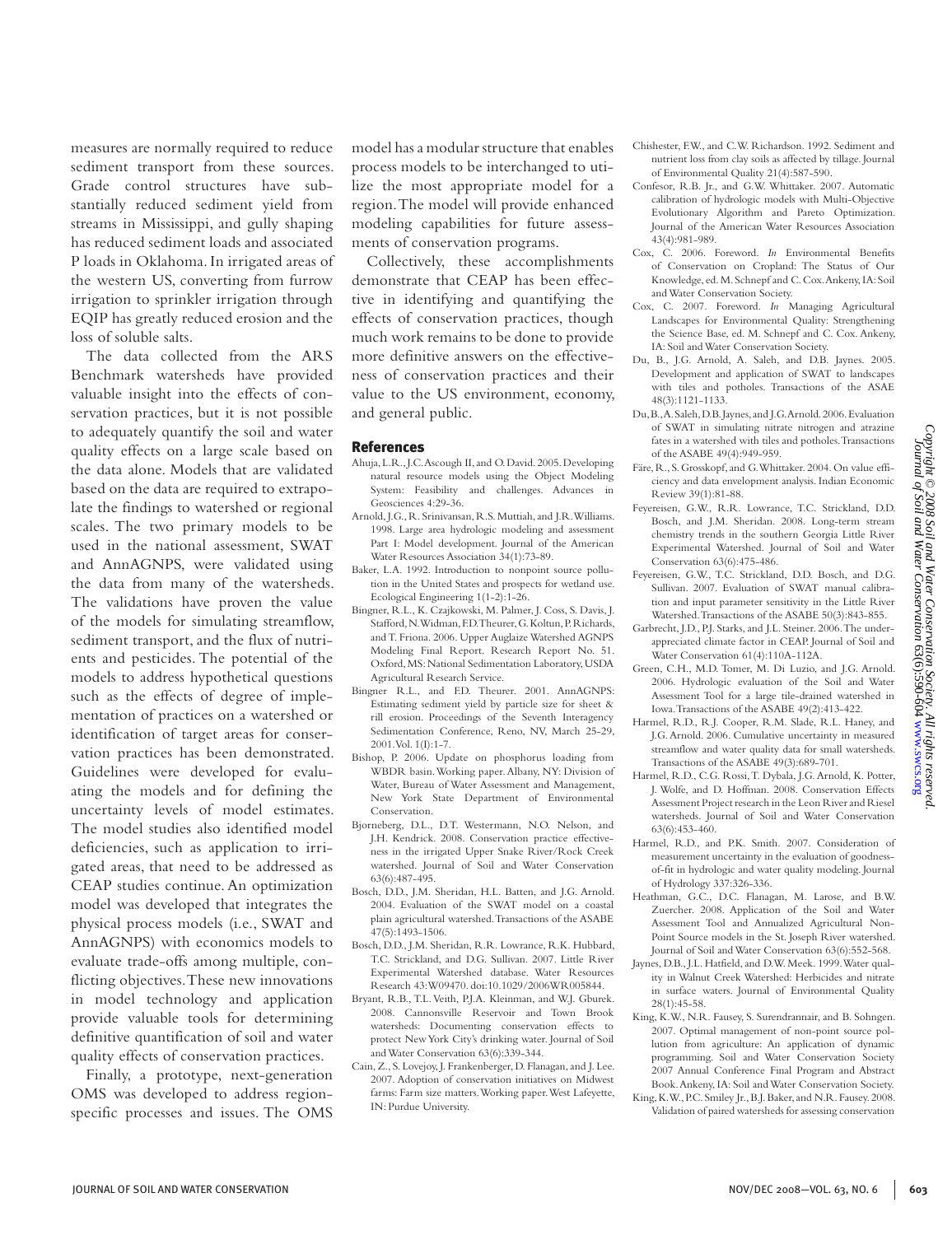measures are normally required to reduce sediment transport from these sources. Grade control structures have substantially reduced sediment yield from streams in Mississippi, and gully shaping has reduced sediment loads and associated P loads in Oklahoma. In irrigated areas of the western US, converting from furrow irrigation to sprinkler irrigation through EQIP has greatly reduced erosion and the loss of soluble salts.

The data collected from the ARS Benchmark watersheds have provided valuable insight into the effects of conservation practices, but it is not possible to adequately quantify the soil and water quality effects on a large scale based on the data alone. Models that are validated based on the data are required to extrapolate the findings to watershed or regional scales. The two primary models to be used in the national assessment, SWAT and AnnAGNPS, were validated using the data from many of the watersheds. The validations have proven the value of the models for simulating streamflow, sediment transport, and the flux of nutrients and pesticides. The potential of the models to address hypothetical questions such as the effects of degree of implementation of practices on a watershed or identification of target areas for conservation practices has been demonstrated. Guidelines were developed for evaluating the models and for defining the uncertainty levels of model estimates. The model studies also identified model deficiencies, such as application to irrigated areas, that need to be addressed as CEAP studies continue. An optimization model was developed that integrates the physical process models (i.e., SWAT and AnnAGNPS) with economics models to evaluate trade-offs among multiple, conflicting objectives. These new innovations in model technology and application provide valuable tools for determining definitive quantification of soil and water quality effects of conservation practices.

Finally, a prototype, next-generation OMS was developed to address region-specific processes and issues. The OMS model has a modular structure that enables process models to be interchanged to utilize the most appropriate model for a region. The model will provide enhanced modeling capabilities for future assessments of conservation programs.

Collectively, these accomplishments demonstrate that CEAP has been effective in identifying and quantifying the effects of conservation practices, though much work remains to be done to provide more definitive answers on the effectiveness of conservation practices and their value to the US environment, economy, and general public.

## References

Ahuja, L.R., J.C. Ascough II, and O. David. 2005. Developing natural resource models using the Object Modeling System: Feasibility and challenges. Advances in Geosciences 4:29-36.

Arnold, J.G., R. Srinivansan, R.S. Muttiah, and J.R. Williams. 1998. Large area hydrologic modeling and assessment Part I: Model development. Journal of the American Water Resources Association 34(1):73-89.

Baker, L.A. 1992. Introduction to nonpoint source pollution in the United States and prospects for wetland use. Ecological Engineering 1(1-2):1-26.

Bingner, R.L., K. Czajkowski, M. Palmer, J. Coss, S. Davis, J. Stafford, N. Widman, F.D. Theurer, G. Koltun, P. Richards, and T. Friona. 2006. Upper Auglaize Watershed AGNPS Modeling Final Report. Research Report No. 51. Oxford, MS: National Sedimentation Laboratory, USDA Agricultural Research Service.

Bingner R.L., and F.D. Theurer. 2001. AnnAGNPS: Estimating sediment yield by particle size for sheet & rill erosion. Proceedings of the Seventh Interagency Sedimentation Conference, Reno, NV, March 25-29, 2001. Vol. 1(I):1-7.

Bishop, P. 2006. Update on phosphorus loading from WBDR basin. Working paper. Albany, NY: Division of Water, Bureau of Water Assessment and Management, New York State Department of Environmental Conservation.

Bjorneberg, D.L., D.T. Westermann, N.O. Nelson, and J.H. Kendrick. 2008. Conservation practice effectiveness in the irrigated Upper Snake River/Rock Creek watershed. Journal of Soil and Water Conservation 63(6):487-495.

Bosch, D.D., J.M. Sheridan, H.L. Batten, and J.G. Arnold. 2004. Evaluation of the SWAT model on a coastal plain agricultural watershed. Transactions of the ASABE 47(5):1493-1506.

Bosch, D.D., J.M. Sheridan, R.R. Lowrance, R.K. Hubbard, T.C. Strickland, and D.G. Sullivan. 2007. Little River Experimental Watershed database. Water Resources Research 43:W09470. doi:10.1029/2006WR005844.

Bryant, R.B., T.L. Veith, P.J.A. Kleinman, and W.J. Gburek. 2008. Cannonsville Reservoir and Town Brook watersheds: Documenting conservation effects to protect New York City's drinking water. Journal of Soil and Water Conservation 63(6):339-344.

Cain, Z., S. Lovejoy, J. Frankenberger, D. Flanagan, and J. Lee. 2007. Adoption of conservation initiatives on Midwest farms: Farm size matters. Working paper. West Lafeyette, IN: Purdue University.

Chishester, F.W., and C.W. Richardson. 1992. Sediment and nutrient loss from clay soils as affected by tillage. Journal of Environmental Quality 21(4):587-590.

Confesor, R.B. Jr., and G.W. Whittaker. 2007. Automatic calibration of hydrologic models with Multi-Objective Evolutionary Algorithm and Pareto Optimization. Journal of the American Water Resources Association 43(4):981-989.

Cox, C. 2006. Foreword. *In* Environmental Benefits of Conservation on Cropland: The Status of Our Knowledge, ed. M. Schnepf and C. Cox. Ankeny, IA: Soil and Water Conservation Society.

Cox, C. 2007. Foreword. *In* Managing Agricultural Landscapes for Environmental Quality: Strengthening the Science Base, ed. M. Schnepf and C. Cox. Ankeny, IA: Soil and Water Conservation Society.

Du, B., J.G. Arnold, A. Saleh, and D.B. Jaynes. 2005. Development and application of SWAT to landscapes with tiles and potholes. Transactions of the ASAE 48(3):1121-1133.

Du, B., A. Saleh, D.B. Jaynes, and J.G. Arnold. 2006. Evaluation of SWAT in simulating nitrate nitrogen and atrazine fates in a watershed with tiles and potholes. Transactions of the ASABE 49(4):949-959.

Färe, R., S. Grosskopf, and G. Whittaker. 2004. On value efficiency and data envelopment analysis. Indian Economic Review 39(1):81-88.

Feyereisen, G.W., R.R. Lowrance, T.C. Strickland, D.D. Bosch, and J.M. Sheridan. 2008. Long-term stream chemistry trends in the southern Georgia Little River Experimental Watershed. Journal of Soil and Water Conservation 63(6):475-486.

Feyereisen, G.W., T.C. Strickland, D.D. Bosch, and D.G. Sullivan. 2007. Evaluation of SWAT manual calibration and input parameter sensitivity in the Little River Watershed. Transactions of the ASABE 50(3):843-855.

Garbrecht, J.D., P.J. Starks, and J.L. Steiner. 2006. The under-appreciated climate factor in CEAP. Journal of Soil and Water Conservation 61(4):110A-112A.

Green, C.H., M.D. Tomer, M. Di Luzio, and J.G. Arnold. 2006. Hydrologic evaluation of the Soil and Water Assessment Tool for a large tile-drained watershed in Iowa. Transactions of the ASABE 49(2):413-422.

Harmel, R.D., R.J. Cooper, R.M. Slade, R.L. Haney, and J.G. Arnold. 2006. Cumulative uncertainty in measured streamflow and water quality data for small watersheds. Transactions of the ASABE 49(3):689-701.

Harmel, R.D., C.G. Rossi, T. Dybala, J.G. Arnold, K. Potter, J. Wolfe, and D. Hoffman. 2008. Conservation Effects Assessment Project research in the Leon River and Riesel watersheds. Journal of Soil and Water Conservation 63(6):453-460.

Harmel, R.D., and P.K. Smith. 2007. Consideration of measurement uncertainty in the evaluation of goodness-of-fit in hydrologic and water quality modeling. Journal of Hydrology 337:326-336.

Heathman, G.C., D.C. Flanagan, M. Larose, and B.W. Zuercher. 2008. Application of the Soil and Water Assessment Tool and Annualized Agricultural Non-Point Source models in the St. Joseph River watershed. Journal of Soil and Water Conservation 63(6):552-568.

Jaynes, D.B., J.L. Hatfield, and D.W. Meek. 1999. Water quality in Walnut Creek Watershed: Herbicides and nitrate in surface waters. Journal of Environmental Quality 28(1):45-58.

King, K.W., N.R. Fausey, S. Surendrannair, and B. Sohngen. 2007. Optimal management of non-point source pollution from agriculture: An application of dynamic programming. Soil and Water Conservation Society 2007 Annual Conference Final Program and Abstract Book. Ankeny, IA: Soil and Water Conservation Society.

King, K.W., P.C. Smiley Jr., B.J. Baker, and N.R. Fausey. 2008. Validation of paired watersheds for assessing conservation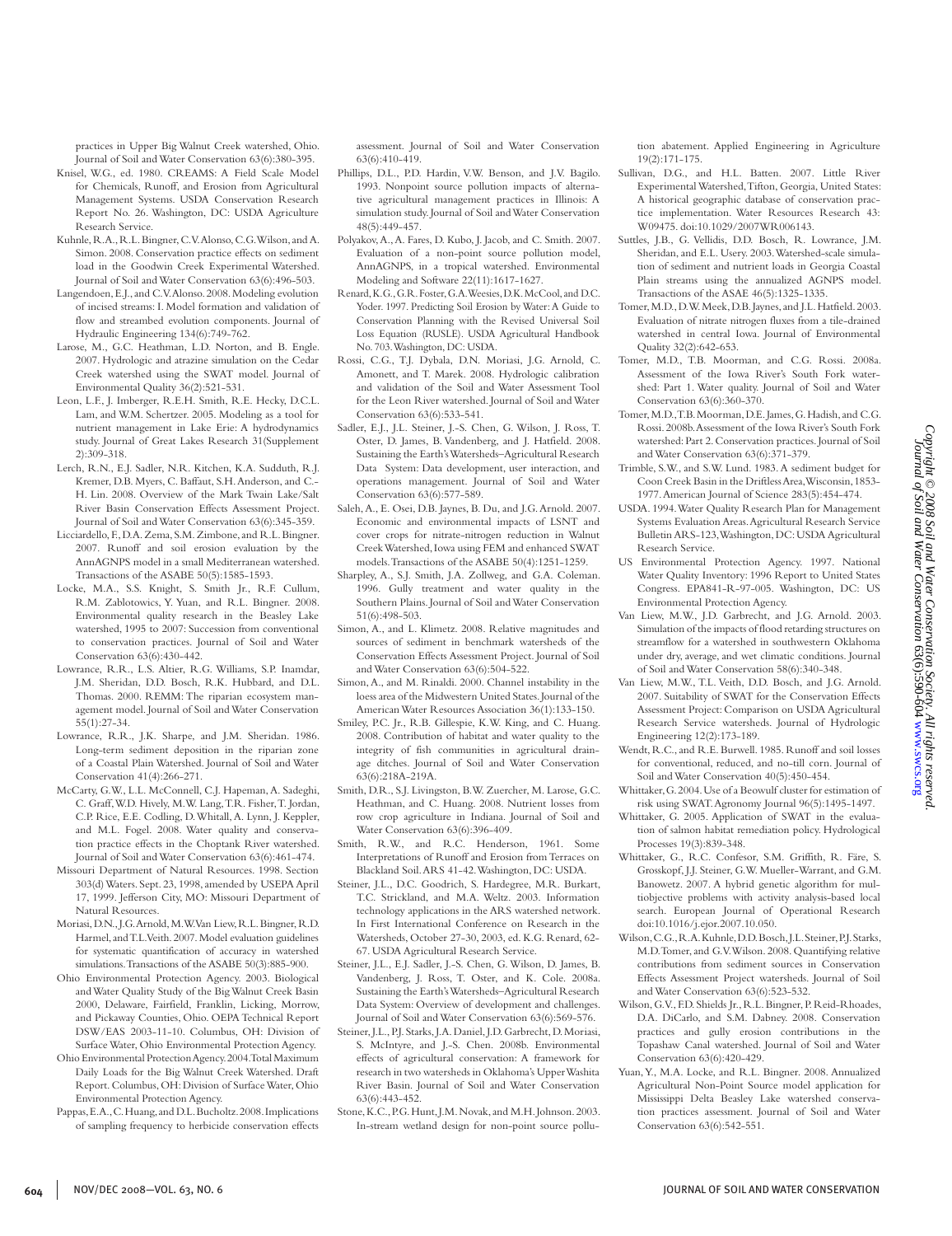practices in Upper Big Walnut Creek watershed, Ohio. Journal of Soil and Water Conservation 63(6):380-395.

Knisel, W.G., ed. 1980. CREAMS: A Field Scale Model for Chemicals, Runoff, and Erosion from Agricultural Management Systems. USDA Conservation Research Report No. 26. Washington, DC: USDA Agriculture Research Service.

Kuhnle, R.A., R.L. Bingner, C.V. Alonso, C.G. Wilson, and A. Simon. 2008. Conservation practice effects on sediment load in the Goodwin Creek Experimental Watershed. Journal of Soil and Water Conservation 63(6):496-503.

Langendoen, E.J., and C.V. Alonso. 2008. Modeling evolution of incised streams: I. Model formation and validation of flow and streambed evolution components. Journal of Hydraulic Engineering 134(6):749-762.

Larose, M., G.C. Heathman, L.D. Norton, and B. Engle. 2007. Hydrologic and atrazine simulation on the Cedar Creek watershed using the SWAT model. Journal of Environmental Quality 36(2):521-531.

Leon, L.F., J. Imberger, R.E.H. Smith, R.E. Hecky, D.C.L. Lam, and W.M. Schertzer. 2005. Modeling as a tool for nutrient management in Lake Erie: A hydrodynamics study. Journal of Great Lakes Research 31(Supplement 2):309-318.

Lerch, R.N., E.J. Sadler, N.R. Kitchen, K.A. Sudduth, R.J. Kremer, D.B. Myers, C. Baffaut, S.H. Anderson, and C.-H. Lin. 2008. Overview of the Mark Twain Lake/Salt River Basin Conservation Effects Assessment Project. Journal of Soil and Water Conservation 63(6):345-359.

Licciardello, F., D.A. Zema, S.M. Zimbone, and R.L. Bingner. 2007. Runoff and soil erosion evaluation by the AnnAGNPS model in a small Mediterranean watershed. Transactions of the ASABE 50(5):1585-1593.

Locke, M.A., S.S. Knight, S. Smith Jr., R.F. Cullum, R.M. Zablotowics, Y. Yuan, and R.L. Bingner. 2008. Environmental quality research in the Beasley Lake watershed, 1995 to 2007: Succession from conventional to conservation practices. Journal of Soil and Water Conservation 63(6):430-442.

Lowrance, R.R., L.S. Altier, R.G. Williams, S.P. Inamdar, J.M. Sheridan, D.D. Bosch, R.K. Hubbard, and D.L. Thomas. 2000. REMM: The riparian ecosystem management model. Journal of Soil and Water Conservation 55(1):27-34.

Lowrance, R.R., J.K. Sharpe, and J.M. Sheridan. 1986. Long-term sediment deposition in the riparian zone of a Coastal Plain Watershed. Journal of Soil and Water Conservation 41(4):266-271.

McCarty, G.W., L.L. McConnell, C.J. Hapeman, A. Sadeghi, C. Graff, W.D. Hively, M.W. Lang, T.R. Fisher, T. Jordan, C.P. Rice, E.E. Codling, D. Whitall, A. Lynn, J. Keppler, and M.L. Fogel. 2008. Water quality and conservation practice effects in the Choptank River watershed. Journal of Soil and Water Conservation 63(6):461-474.

Missouri Department of Natural Resources. 1998. Section 303(d) Waters. Sept. 23, 1998, amended by USEPA April 17, 1999. Jefferson City, MO: Missouri Department of Natural Resources.

Moriasi, D.N., J.G. Arnold, M.W. Van Liew, R.L. Bingner, R.D. Harmel, and T.L. Veith. 2007. Model evaluation guidelines for systematic quantification of accuracy in watershed simulations. Transactions of the ASABE 50(3):885-900.

Ohio Environmental Protection Agency. 2003. Biological and Water Quality Study of the Big Walnut Creek Basin 2000, Delaware, Fairfield, Franklin, Licking, Morrow, and Pickaway Counties, Ohio. OEPA Technical Report DSW/EAS 2003-11-10. Columbus, OH: Division of Surface Water, Ohio Environmental Protection Agency.

Ohio Environmental Protection Agency. 2004. Total Maximum Daily Loads for the Big Walnut Creek Watershed. Draft Report. Columbus, OH: Division of Surface Water, Ohio Environmental Protection Agency.

Pappas, E.A., C. Huang, and D.L. Bucholtz. 2008. Implications of sampling frequency to herbicide conservation effects assessment. Journal of Soil and Water Conservation 63(6):410-419.

Phillips, D.L., P.D. Hardin, V.W. Benson, and J.V. Bagilo. 1993. Nonpoint source pollution impacts of alternative agricultural management practices in Illinois: A simulation study. Journal of Soil and Water Conservation 48(5):449-457.

Polyakov, A., A. Fares, D. Kubo, J. Jacob, and C. Smith. 2007. Evaluation of a non-point source pollution model, AnnAGNPS, in a tropical watershed. Environmental Modeling and Software 22(11):1617-1627.

Renard, K.G., G.R. Foster, G.A. Weesies, D.K. McCool, and D.C. Yoder. 1997. Predicting Soil Erosion by Water: A Guide to Conservation Planning with the Revised Universal Soil Loss Equation (RUSLE). USDA Agricultural Handbook No. 703. Washington, DC: USDA.

Rossi, C.G., T.J. Dybala, D.N. Moriasi, J.G. Arnold, C. Amonett, and T. Marek. 2008. Hydrologic calibration and validation of the Soil and Water Assessment Tool for the Leon River watershed. Journal of Soil and Water Conservation 63(6):533-541.

Sadler, E.J., J.L. Steiner, J.-S. Chen, G. Wilson, J. Ross, T. Oster, D. James, B. Vandenberg, and J. Hatfield. 2008. Sustaining the Earth's Watersheds–Agricultural Research Data System: Data development, user interaction, and operations management. Journal of Soil and Water Conservation 63(6):577-589.

Saleh, A., E. Osei, D.B. Jaynes, B. Du, and J.G. Arnold. 2007. Economic and environmental impacts of LSNT and cover crops for nitrate-nitrogen reduction in Walnut Creek Watershed, Iowa using FEM and enhanced SWAT models. Transactions of the ASABE 50(4):1251-1259.

Sharpley, A., S.J. Smith, J.A. Zollweg, and G.A. Coleman. 1996. Gully treatment and water quality in the Southern Plains. Journal of Soil and Water Conservation 51(6):498-503.

Simon, A., and L. Klimetz. 2008. Relative magnitudes and sources of sediment in benchmark watersheds of the Conservation Effects Assessment Project. Journal of Soil and Water Conservation 63(6):504-522.

Simon, A., and M. Rinaldi. 2000. Channel instability in the loess area of the Midwestern United States. Journal of the American Water Resources Association 36(1):133-150.

Smiley, P.C. Jr., R.B. Gillespie, K.W. King, and C. Huang. 2008. Contribution of habitat and water quality to the integrity of fish communities in agricultural drainage ditches. Journal of Soil and Water Conservation 63(6):218A-219A.

Smith, D.R., S.J. Livingston, B.W. Zuercher, M. Larose, G.C. Heathman, and C. Huang. 2008. Nutrient losses from row crop agriculture in Indiana. Journal of Soil and Water Conservation 63(6):396-409.

Smith, R.W., and R.C. Henderson, 1961. Some Interpretations of Runoff and Erosion from Terraces on Blackland Soil. ARS 41-42. Washington, DC: USDA.

Steiner, J.L., D.C. Goodrich, S. Hardegree, M.R. Burkart, T.C. Strickland, and M.A. Weltz. 2003. Information technology applications in the ARS watershed network. In First International Conference on Research in the Watersheds, October 27-30, 2003, ed. K.G. Renard, 62-67. USDA Agricultural Research Service.

Steiner, J.L., E.J. Sadler, J.-S. Chen, G. Wilson, D. James, B. Vandenberg, J. Ross, T. Oster, and K. Cole. 2008a. Sustaining the Earth's Watersheds–Agricultural Research Data System: Overview of development and challenges. Journal of Soil and Water Conservation 63(6):569-576.

Steiner, J.L., P.J. Starks, J.A. Daniel, J.D. Garbrecht, D. Moriasi, S. McIntyre, and J.-S. Chen. 2008b. Environmental effects of agricultural conservation: A framework for research in two watersheds in Oklahoma's Upper Washita River Basin. Journal of Soil and Water Conservation 63(6):443-452.

Stone, K.C., P.G. Hunt, J.M. Novak, and M.H. Johnson. 2003. In-stream wetland design for non-point source pollution abatement. Applied Engineering in Agriculture 19(2):171-175.

Sullivan, D.G., and H.L. Batten. 2007. Little River Experimental Watershed, Tifton, Georgia, United States: A historical geographic database of conservation practice implementation. Water Resources Research 43: W09475. doi:10.1029/2007WR006143.

Suttles, J.B., G. Vellidis, D.D. Bosch, R. Lowrance, J.M. Sheridan, and E.L. Usery. 2003. Watershed-scale simulation of sediment and nutrient loads in Georgia Coastal Plain streams using the annualized AGNPS model. Transactions of the ASAE 46(5):1325-1335.

Tomer, M.D., D.W. Meek, D.B. Jaynes, and J.L. Hatfield. 2003. Evaluation of nitrate nitrogen fluxes from a tile-drained watershed in central Iowa. Journal of Environmental Quality 32(2):642-653.

Tomer, M.D., T.B. Moorman, and C.G. Rossi. 2008a. Assessment of the Iowa River's South Fork watershed: Part 1. Water quality. Journal of Soil and Water Conservation 63(6):360-370.

Tomer, M.D., T.B. Moorman, D.E. James, G. Hadish, and C.G. Rossi. 2008b. Assessment of the Iowa River's South Fork watershed: Part 2. Conservation practices. Journal of Soil and Water Conservation 63(6):371-379.

Trimble, S.W., and S.W. Lund. 1983. A sediment budget for Coon Creek Basin in the Driftless Area, Wisconsin, 1853-1977. American Journal of Science 283(5):454-474.

USDA. 1994. Water Quality Research Plan for Management Systems Evaluation Areas. Agricultural Research Service Bulletin ARS-123, Washington, DC: USDA Agricultural Research Service.

US Environmental Protection Agency. 1997. National Water Quality Inventory: 1996 Report to United States Congress. EPA841-R-97-005. Washington, DC: US Environmental Protection Agency.

Van Liew, M.W., J.D. Garbrecht, and J.G. Arnold. 2003. Simulation of the impacts of flood retarding structures on streamflow for a watershed in southwestern Oklahoma under dry, average, and wet climatic conditions. Journal of Soil and Water Conservation 58(6):340-348.

Van Liew, M.W., T.L. Veith, D.D. Bosch, and J.G. Arnold. 2007. Suitability of SWAT for the Conservation Effects Assessment Project: Comparison on USDA Agricultural Research Service watersheds. Journal of Hydrologic Engineering 12(2):173-189.

Wendt, R.C., and R.E. Burwell. 1985. Runoff and soil losses for conventional, reduced, and no-till corn. Journal of Soil and Water Conservation 40(5):450-454.

Whittaker, G. 2004. Use of a Beowulf cluster for estimation of risk using SWAT. Agronomy Journal 96(5):1495-1497.

Whittaker, G. 2005. Application of SWAT in the evaluation of salmon habitat remediation policy. Hydrological Processes 19(3):839-348.

Whittaker, G., R.C. Confesor, S.M. Griffith, R. Färe, S. Grosskopf, J.J. Steiner, G.W. Mueller-Warrant, and G.M. Banowetz. 2007. A hybrid genetic algorithm for multiobjective problems with activity analysis-based local search. European Journal of Operational Research doi:10.1016/j.ejor.2007.10.050.

Wilson, C.G., R.A. Kuhnle, D.D. Bosch, J.L. Steiner, P.J. Starks, M.D. Tomer, and G.V. Wilson. 2008. Quantifying relative contributions from sediment sources in Conservation Effects Assessment Project watersheds. Journal of Soil and Water Conservation 63(6):523-532.

Wilson, G.V., F.D. Shields Jr., R.L. Bingner, P. Reid-Rhoades, D.A. DiCarlo, and S.M. Dabney. 2008. Conservation practices and gully erosion contributions in the Topashaw Canal watershed. Journal of Soil and Water Conservation 63(6):420-429.

Yuan, Y., M.A. Locke, and R.L. Bingner. 2008. Annualized Agricultural Non-Point Source model application for Mississippi Delta Beasley Lake watershed conservation practices assessment. Journal of Soil and Water Conservation 63(6):542-551.